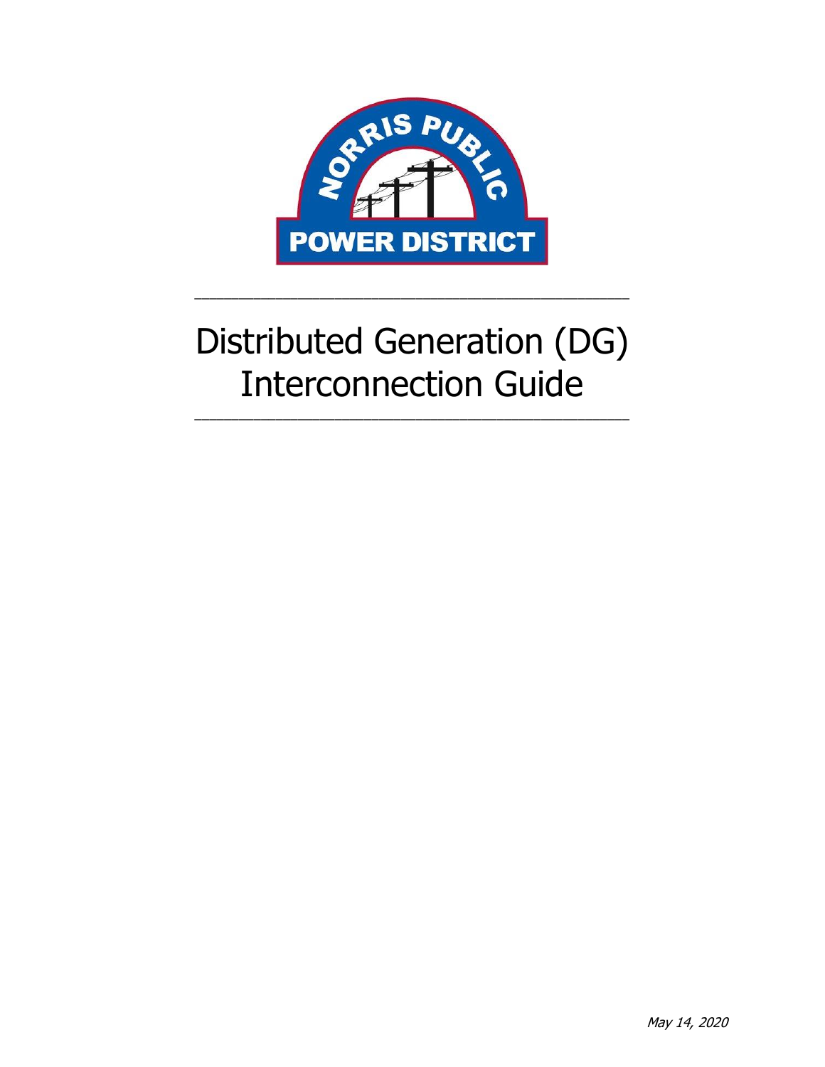NORRIS PUBLIC POWER DISTRICT

# Distributed Generation (DG) Interconnection Guide

*May 14, 2020*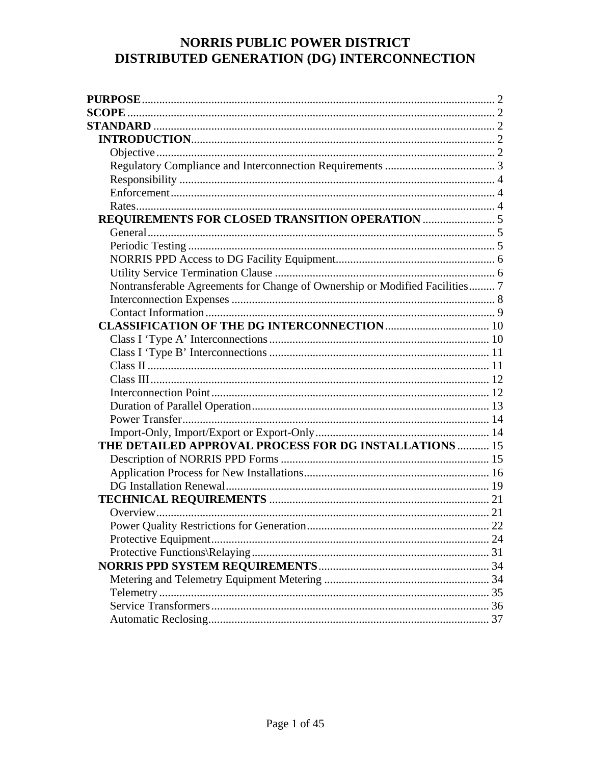# NORRIS PUBLIC POWER DISTRICT
# DISTRIBUTED GENERATION (DG) INTERCONNECTION

**PURPOSE** .......... 2
**SCOPE** .......... 2
**STANDARD** .......... 2
- **INTRODUCTION** .......... 2
  - Objective .......... 2
  - Regulatory Compliance and Interconnection Requirements .......... 3
  - Responsibility .......... 4
  - Enforcement .......... 4
  - Rates .......... 4
- **REQUIREMENTS FOR CLOSED TRANSITION OPERATION** .......... 5
  - General .......... 5
  - Periodic Testing .......... 5
  - NORRIS PPD Access to DG Facility Equipment .......... 6
  - Utility Service Termination Clause .......... 6
  - Nontransferable Agreements for Change of Ownership or Modified Facilities .......... 7
  - Interconnection Expenses .......... 8
  - Contact Information .......... 9
- **CLASSIFICATION OF THE DG INTERCONNECTION** .......... 10
  - Class I 'Type A' Interconnections .......... 10
  - Class I 'Type B' Interconnections .......... 11
  - Class II .......... 11
  - Class III .......... 12
  - Interconnection Point .......... 12
  - Duration of Parallel Operation .......... 13
  - Power Transfer .......... 14
  - Import-Only, Import/Export or Export-Only .......... 14
- **THE DETAILED APPROVAL PROCESS FOR DG INSTALLATIONS** .......... 15
  - Description of NORRIS PPD Forms .......... 15
  - Application Process for New Installations .......... 16
  - DG Installation Renewal .......... 19
- **TECHNICAL REQUIREMENTS** .......... 21
  - Overview .......... 21
  - Power Quality Restrictions for Generation .......... 22
  - Protective Equipment .......... 24
  - Protective Functions\Relaying .......... 31
- **NORRIS PPD SYSTEM REQUIREMENTS** .......... 34
  - Metering and Telemetry Equipment Metering .......... 34
  - Telemetry .......... 35
  - Service Transformers .......... 36
  - Automatic Reclosing .......... 37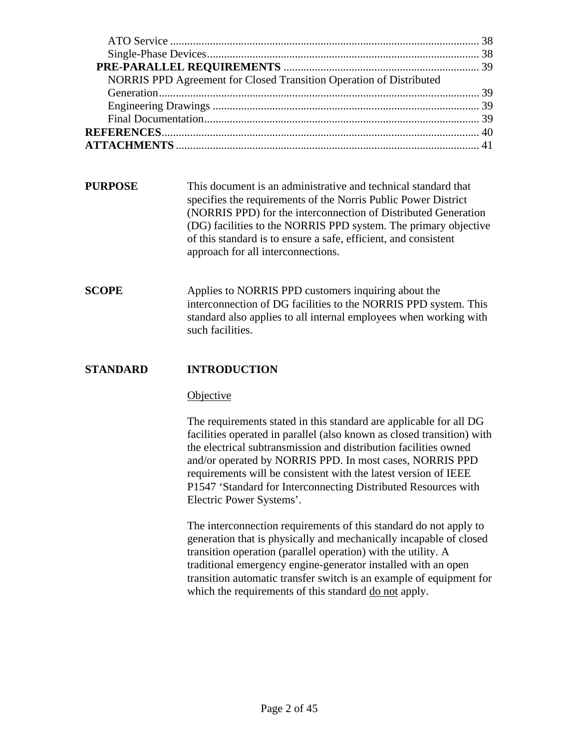ATO Service ........................................................................................................ 38
Single-Phase Devices.......................................................................................... 38
**PRE-PARALLEL REQUIREMENTS** ................................................................... 39
NORRIS PPD Agreement for Closed Transition Operation of Distributed Generation............................................................................................................ 39
Engineering Drawings ........................................................................................ 39
Final Documentation.......................................................................................... 39
**REFERENCES**......................................................................................................... 40
**ATTACHMENTS** .................................................................................................... 41

**PURPOSE**

This document is an administrative and technical standard that specifies the requirements of the Norris Public Power District (NORRIS PPD) for the interconnection of Distributed Generation (DG) facilities to the NORRIS PPD system. The primary objective of this standard is to ensure a safe, efficient, and consistent approach for all interconnections.

**SCOPE**

Applies to NORRIS PPD customers inquiring about the interconnection of DG facilities to the NORRIS PPD system. This standard also applies to all internal employees when working with such facilities.

**STANDARD**

## INTRODUCTION

Objective

The requirements stated in this standard are applicable for all DG facilities operated in parallel (also known as closed transition) with the electrical subtransmission and distribution facilities owned and/or operated by NORRIS PPD. In most cases, NORRIS PPD requirements will be consistent with the latest version of IEEE P1547 'Standard for Interconnecting Distributed Resources with Electric Power Systems'.

The interconnection requirements of this standard do not apply to generation that is physically and mechanically incapable of closed transition operation (parallel operation) with the utility. A traditional emergency engine-generator installed with an open transition automatic transfer switch is an example of equipment for which the requirements of this standard do not apply.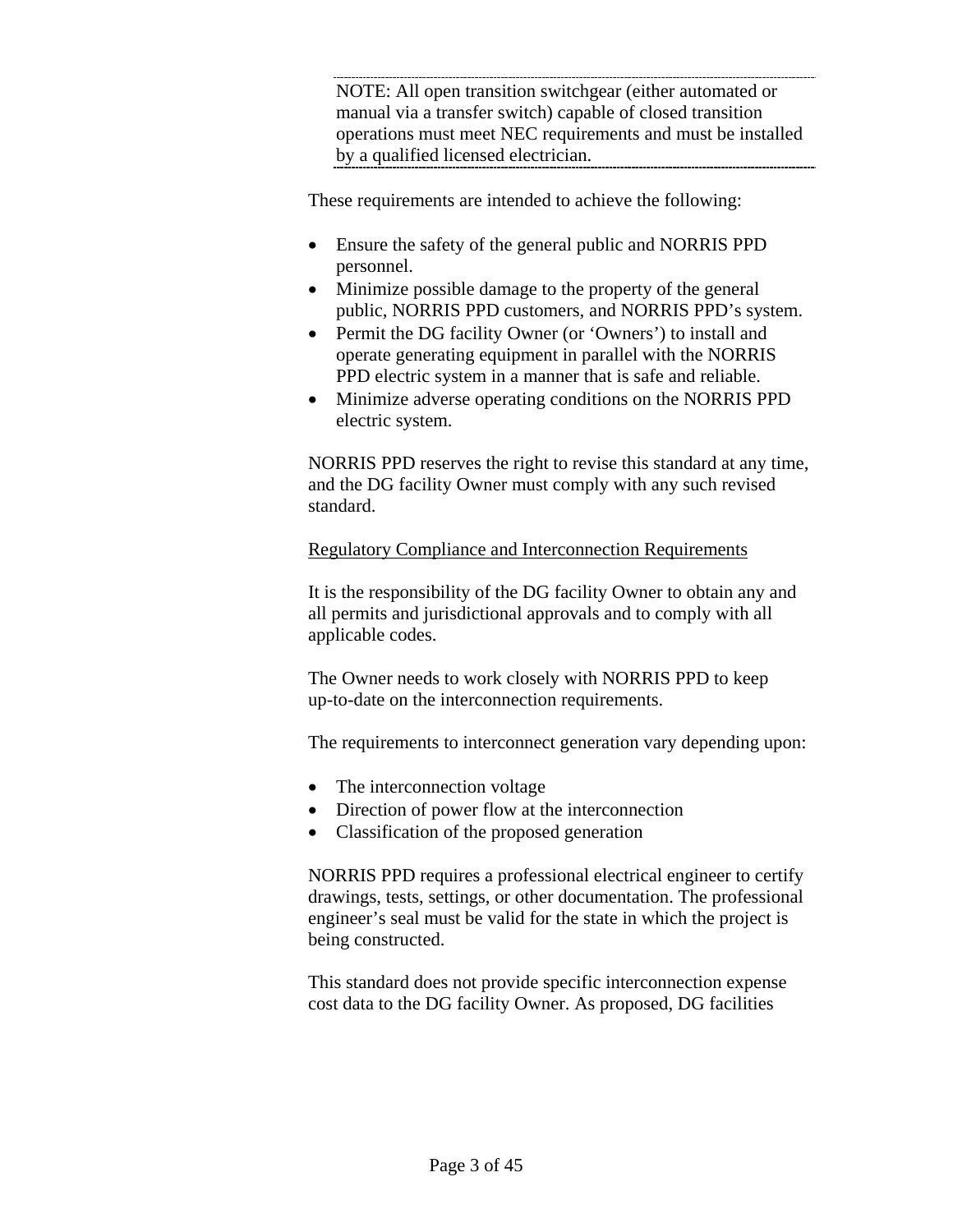> NOTE: All open transition switchgear (either automated or manual via a transfer switch) capable of closed transition operations must meet NEC requirements and must be installed by a qualified licensed electrician.

These requirements are intended to achieve the following:

- Ensure the safety of the general public and NORRIS PPD personnel.
- Minimize possible damage to the property of the general public, NORRIS PPD customers, and NORRIS PPD's system.
- Permit the DG facility Owner (or 'Owners') to install and operate generating equipment in parallel with the NORRIS PPD electric system in a manner that is safe and reliable.
- Minimize adverse operating conditions on the NORRIS PPD electric system.

NORRIS PPD reserves the right to revise this standard at any time, and the DG facility Owner must comply with any such revised standard.

<u>Regulatory Compliance and Interconnection Requirements</u>

It is the responsibility of the DG facility Owner to obtain any and all permits and jurisdictional approvals and to comply with all applicable codes.

The Owner needs to work closely with NORRIS PPD to keep up-to-date on the interconnection requirements.

The requirements to interconnect generation vary depending upon:

- The interconnection voltage
- Direction of power flow at the interconnection
- Classification of the proposed generation

NORRIS PPD requires a professional electrical engineer to certify drawings, tests, settings, or other documentation. The professional engineer's seal must be valid for the state in which the project is being constructed.

This standard does not provide specific interconnection expense cost data to the DG facility Owner. As proposed, DG facilities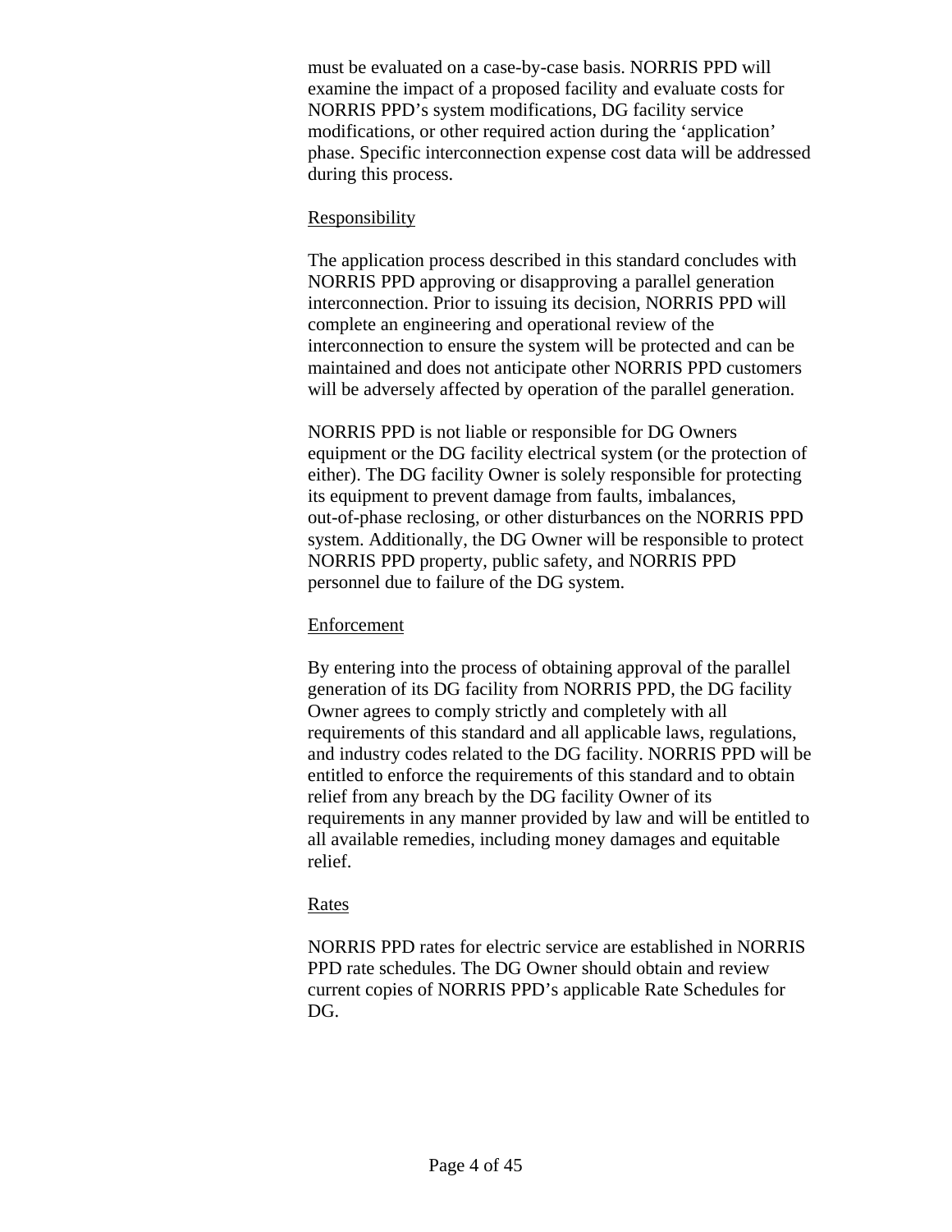must be evaluated on a case-by-case basis. NORRIS PPD will examine the impact of a proposed facility and evaluate costs for NORRIS PPD's system modifications, DG facility service modifications, or other required action during the 'application' phase. Specific interconnection expense cost data will be addressed during this process.

Responsibility

The application process described in this standard concludes with NORRIS PPD approving or disapproving a parallel generation interconnection. Prior to issuing its decision, NORRIS PPD will complete an engineering and operational review of the interconnection to ensure the system will be protected and can be maintained and does not anticipate other NORRIS PPD customers will be adversely affected by operation of the parallel generation.

NORRIS PPD is not liable or responsible for DG Owners equipment or the DG facility electrical system (or the protection of either). The DG facility Owner is solely responsible for protecting its equipment to prevent damage from faults, imbalances, out-of-phase reclosing, or other disturbances on the NORRIS PPD system. Additionally, the DG Owner will be responsible to protect NORRIS PPD property, public safety, and NORRIS PPD personnel due to failure of the DG system.

Enforcement

By entering into the process of obtaining approval of the parallel generation of its DG facility from NORRIS PPD, the DG facility Owner agrees to comply strictly and completely with all requirements of this standard and all applicable laws, regulations, and industry codes related to the DG facility. NORRIS PPD will be entitled to enforce the requirements of this standard and to obtain relief from any breach by the DG facility Owner of its requirements in any manner provided by law and will be entitled to all available remedies, including money damages and equitable relief.

Rates

NORRIS PPD rates for electric service are established in NORRIS PPD rate schedules. The DG Owner should obtain and review current copies of NORRIS PPD's applicable Rate Schedules for DG.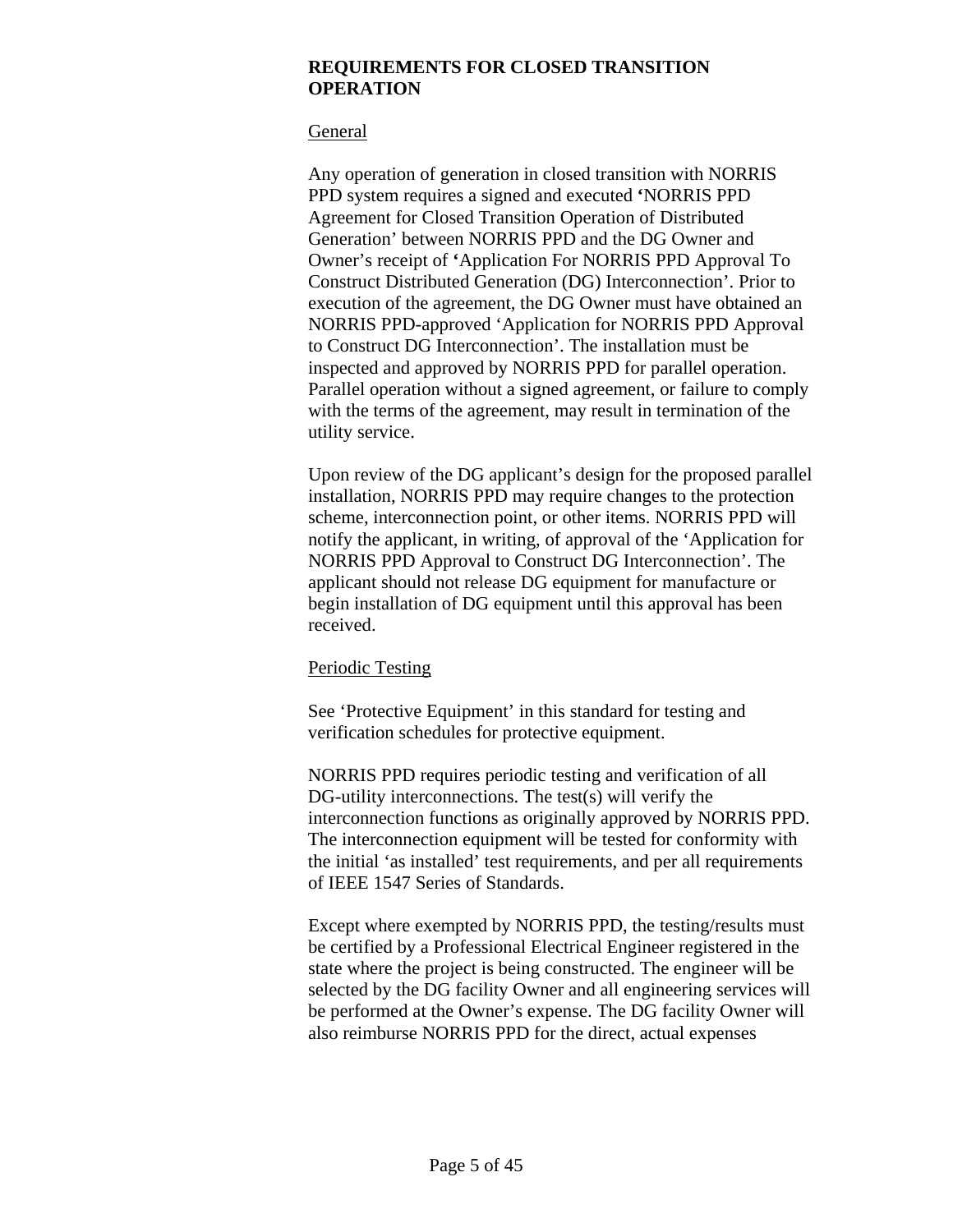## REQUIREMENTS FOR CLOSED TRANSITION OPERATION

General

Any operation of generation in closed transition with NORRIS PPD system requires a signed and executed **'**NORRIS PPD Agreement for Closed Transition Operation of Distributed Generation' between NORRIS PPD and the DG Owner and Owner's receipt of **'**Application For NORRIS PPD Approval To Construct Distributed Generation (DG) Interconnection'. Prior to execution of the agreement, the DG Owner must have obtained an NORRIS PPD-approved 'Application for NORRIS PPD Approval to Construct DG Interconnection'. The installation must be inspected and approved by NORRIS PPD for parallel operation. Parallel operation without a signed agreement, or failure to comply with the terms of the agreement, may result in termination of the utility service.

Upon review of the DG applicant's design for the proposed parallel installation, NORRIS PPD may require changes to the protection scheme, interconnection point, or other items. NORRIS PPD will notify the applicant, in writing, of approval of the 'Application for NORRIS PPD Approval to Construct DG Interconnection'. The applicant should not release DG equipment for manufacture or begin installation of DG equipment until this approval has been received.

Periodic Testing

See 'Protective Equipment' in this standard for testing and verification schedules for protective equipment.

NORRIS PPD requires periodic testing and verification of all DG-utility interconnections. The test(s) will verify the interconnection functions as originally approved by NORRIS PPD. The interconnection equipment will be tested for conformity with the initial 'as installed' test requirements, and per all requirements of IEEE 1547 Series of Standards.

Except where exempted by NORRIS PPD, the testing/results must be certified by a Professional Electrical Engineer registered in the state where the project is being constructed. The engineer will be selected by the DG facility Owner and all engineering services will be performed at the Owner's expense. The DG facility Owner will also reimburse NORRIS PPD for the direct, actual expenses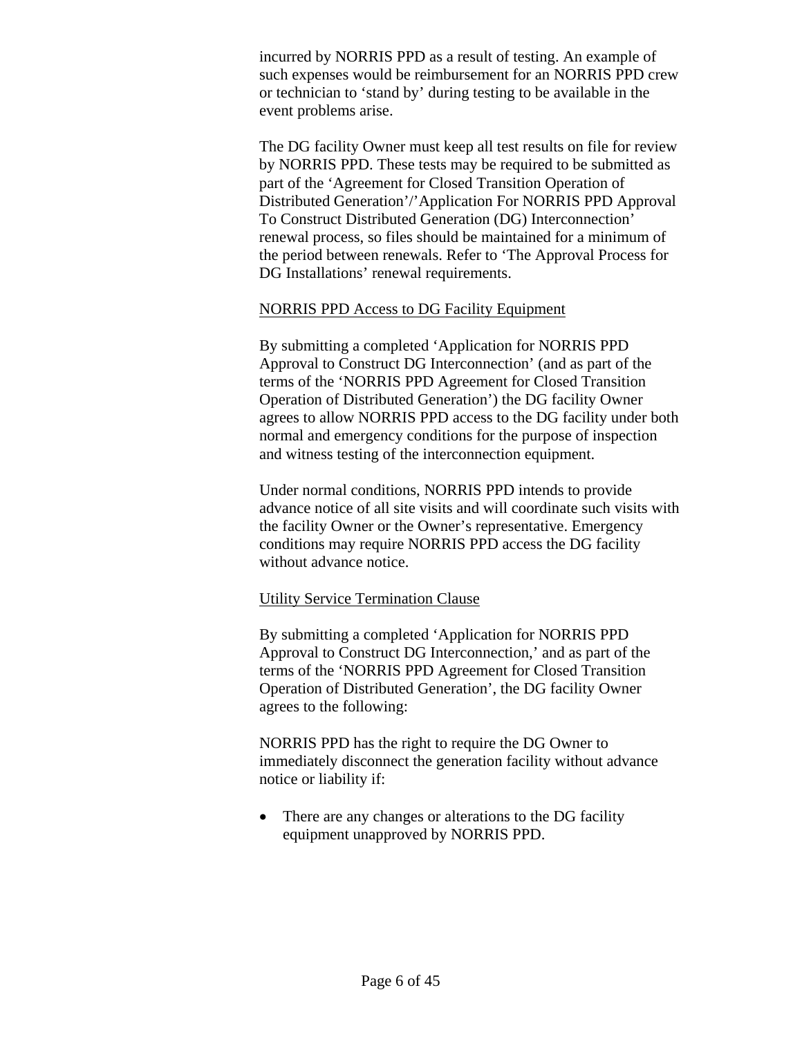incurred by NORRIS PPD as a result of testing. An example of such expenses would be reimbursement for an NORRIS PPD crew or technician to 'stand by' during testing to be available in the event problems arise.

The DG facility Owner must keep all test results on file for review by NORRIS PPD. These tests may be required to be submitted as part of the 'Agreement for Closed Transition Operation of Distributed Generation'/'Application For NORRIS PPD Approval To Construct Distributed Generation (DG) Interconnection' renewal process, so files should be maintained for a minimum of the period between renewals. Refer to 'The Approval Process for DG Installations' renewal requirements.

<u>NORRIS PPD Access to DG Facility Equipment</u>

By submitting a completed 'Application for NORRIS PPD Approval to Construct DG Interconnection' (and as part of the terms of the 'NORRIS PPD Agreement for Closed Transition Operation of Distributed Generation') the DG facility Owner agrees to allow NORRIS PPD access to the DG facility under both normal and emergency conditions for the purpose of inspection and witness testing of the interconnection equipment.

Under normal conditions, NORRIS PPD intends to provide advance notice of all site visits and will coordinate such visits with the facility Owner or the Owner's representative. Emergency conditions may require NORRIS PPD access the DG facility without advance notice.

<u>Utility Service Termination Clause</u>

By submitting a completed 'Application for NORRIS PPD Approval to Construct DG Interconnection,' and as part of the terms of the 'NORRIS PPD Agreement for Closed Transition Operation of Distributed Generation', the DG facility Owner agrees to the following:

NORRIS PPD has the right to require the DG Owner to immediately disconnect the generation facility without advance notice or liability if:

- There are any changes or alterations to the DG facility equipment unapproved by NORRIS PPD.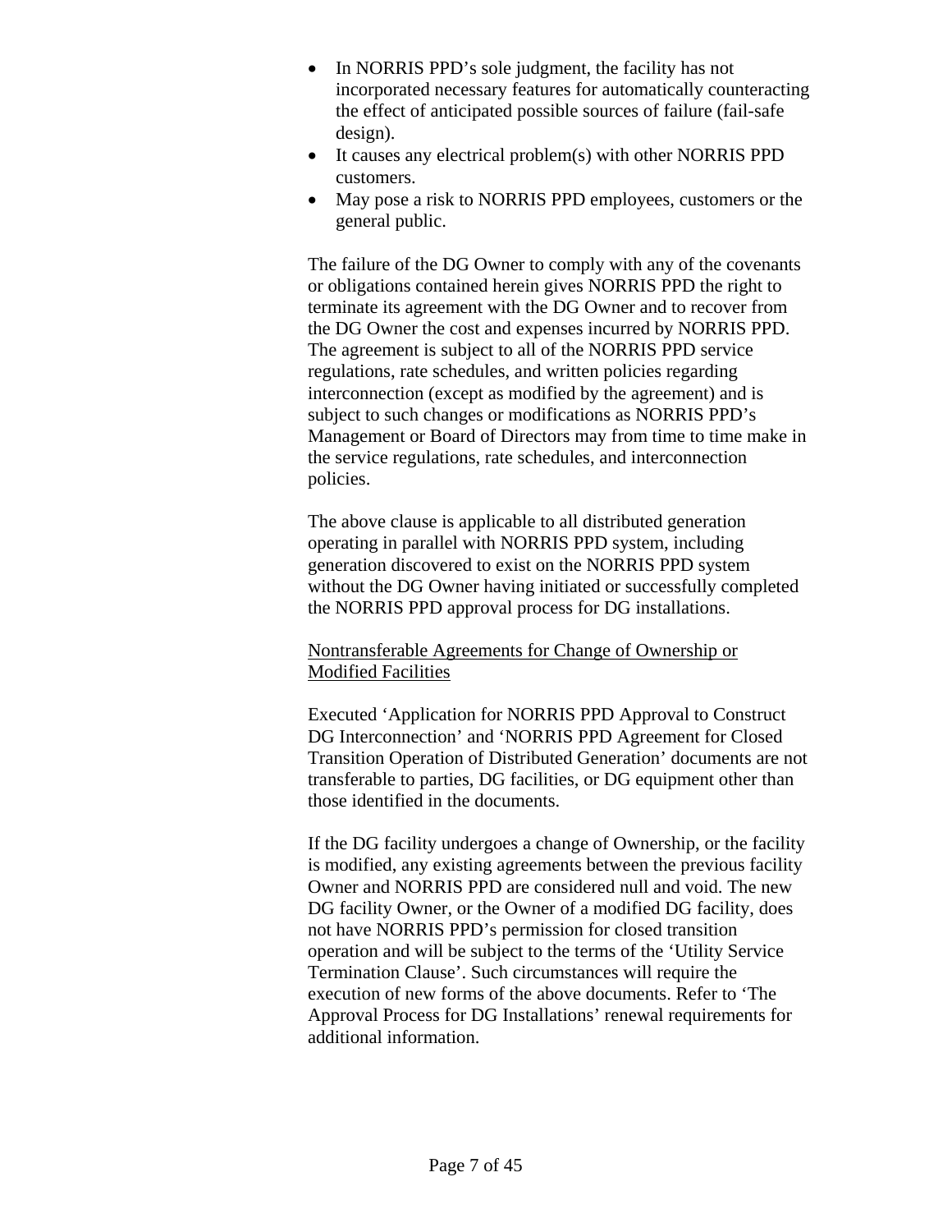- In NORRIS PPD's sole judgment, the facility has not incorporated necessary features for automatically counteracting the effect of anticipated possible sources of failure (fail-safe design).
- It causes any electrical problem(s) with other NORRIS PPD customers.
- May pose a risk to NORRIS PPD employees, customers or the general public.

The failure of the DG Owner to comply with any of the covenants or obligations contained herein gives NORRIS PPD the right to terminate its agreement with the DG Owner and to recover from the DG Owner the cost and expenses incurred by NORRIS PPD. The agreement is subject to all of the NORRIS PPD service regulations, rate schedules, and written policies regarding interconnection (except as modified by the agreement) and is subject to such changes or modifications as NORRIS PPD's Management or Board of Directors may from time to time make in the service regulations, rate schedules, and interconnection policies.

The above clause is applicable to all distributed generation operating in parallel with NORRIS PPD system, including generation discovered to exist on the NORRIS PPD system without the DG Owner having initiated or successfully completed the NORRIS PPD approval process for DG installations.

<u>Nontransferable Agreements for Change of Ownership or Modified Facilities</u>

Executed 'Application for NORRIS PPD Approval to Construct DG Interconnection' and 'NORRIS PPD Agreement for Closed Transition Operation of Distributed Generation' documents are not transferable to parties, DG facilities, or DG equipment other than those identified in the documents.

If the DG facility undergoes a change of Ownership, or the facility is modified, any existing agreements between the previous facility Owner and NORRIS PPD are considered null and void. The new DG facility Owner, or the Owner of a modified DG facility, does not have NORRIS PPD's permission for closed transition operation and will be subject to the terms of the 'Utility Service Termination Clause'. Such circumstances will require the execution of new forms of the above documents. Refer to 'The Approval Process for DG Installations' renewal requirements for additional information.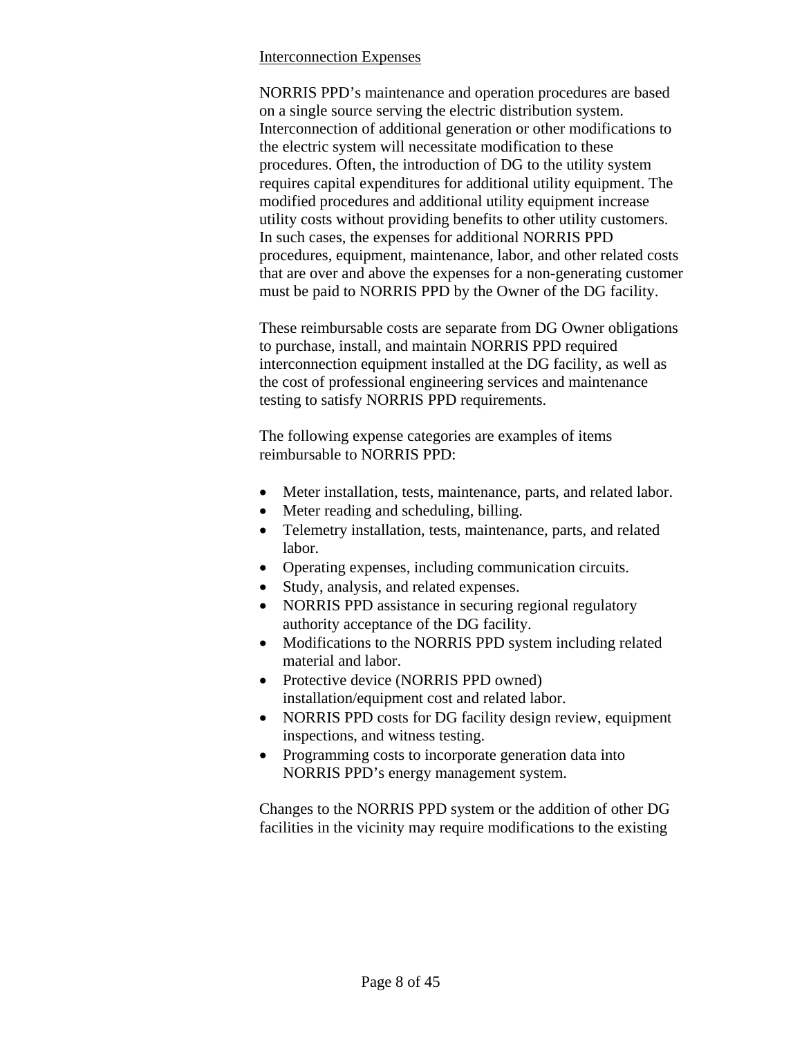Interconnection Expenses

NORRIS PPD's maintenance and operation procedures are based on a single source serving the electric distribution system. Interconnection of additional generation or other modifications to the electric system will necessitate modification to these procedures. Often, the introduction of DG to the utility system requires capital expenditures for additional utility equipment. The modified procedures and additional utility equipment increase utility costs without providing benefits to other utility customers. In such cases, the expenses for additional NORRIS PPD procedures, equipment, maintenance, labor, and other related costs that are over and above the expenses for a non-generating customer must be paid to NORRIS PPD by the Owner of the DG facility.

These reimbursable costs are separate from DG Owner obligations to purchase, install, and maintain NORRIS PPD required interconnection equipment installed at the DG facility, as well as the cost of professional engineering services and maintenance testing to satisfy NORRIS PPD requirements.

The following expense categories are examples of items reimbursable to NORRIS PPD:

- Meter installation, tests, maintenance, parts, and related labor.
- Meter reading and scheduling, billing.
- Telemetry installation, tests, maintenance, parts, and related labor.
- Operating expenses, including communication circuits.
- Study, analysis, and related expenses.
- NORRIS PPD assistance in securing regional regulatory authority acceptance of the DG facility.
- Modifications to the NORRIS PPD system including related material and labor.
- Protective device (NORRIS PPD owned) installation/equipment cost and related labor.
- NORRIS PPD costs for DG facility design review, equipment inspections, and witness testing.
- Programming costs to incorporate generation data into NORRIS PPD's energy management system.

Changes to the NORRIS PPD system or the addition of other DG facilities in the vicinity may require modifications to the existing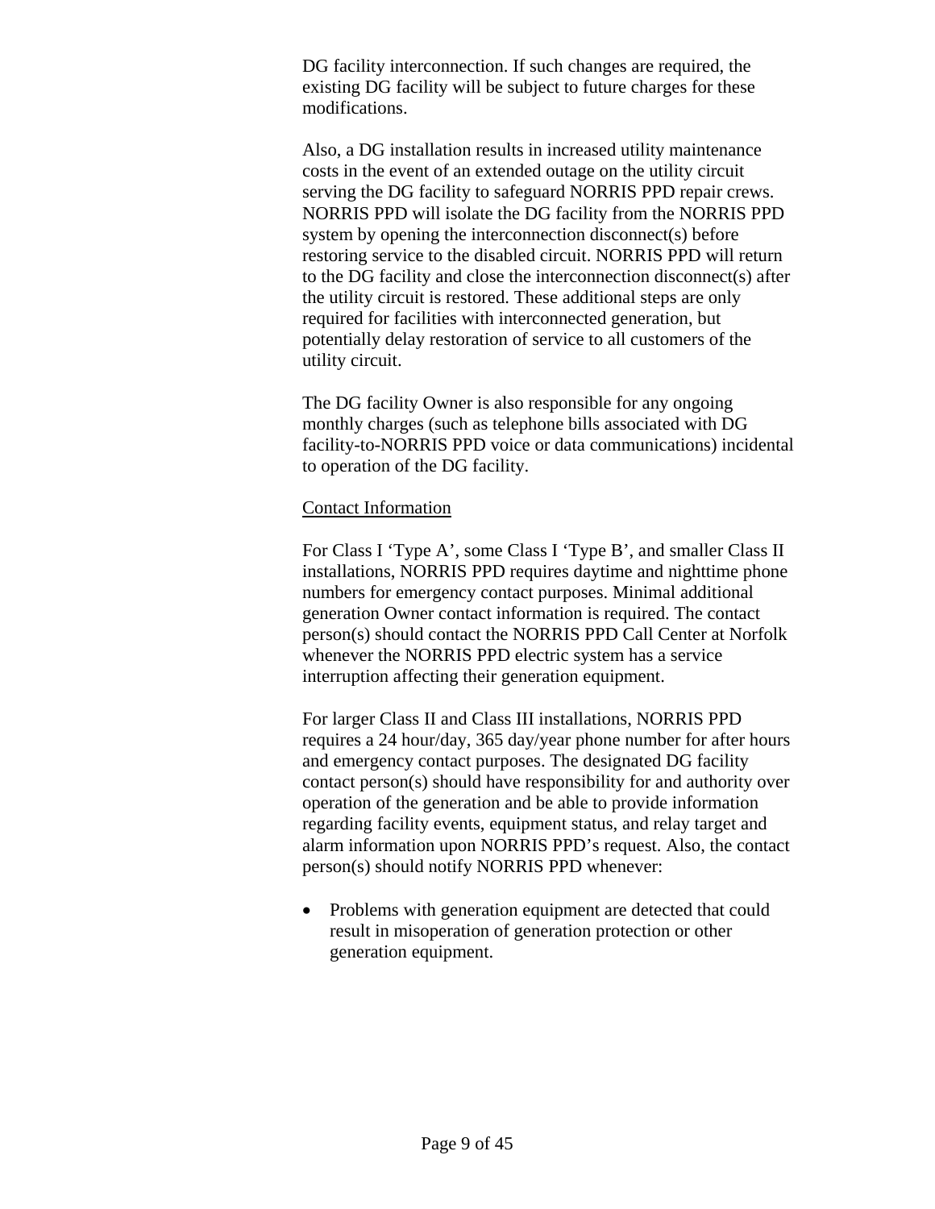DG facility interconnection. If such changes are required, the existing DG facility will be subject to future charges for these modifications.

Also, a DG installation results in increased utility maintenance costs in the event of an extended outage on the utility circuit serving the DG facility to safeguard NORRIS PPD repair crews. NORRIS PPD will isolate the DG facility from the NORRIS PPD system by opening the interconnection disconnect(s) before restoring service to the disabled circuit. NORRIS PPD will return to the DG facility and close the interconnection disconnect(s) after the utility circuit is restored. These additional steps are only required for facilities with interconnected generation, but potentially delay restoration of service to all customers of the utility circuit.

The DG facility Owner is also responsible for any ongoing monthly charges (such as telephone bills associated with DG facility-to-NORRIS PPD voice or data communications) incidental to operation of the DG facility.

<u>Contact Information</u>

For Class I 'Type A', some Class I 'Type B', and smaller Class II installations, NORRIS PPD requires daytime and nighttime phone numbers for emergency contact purposes. Minimal additional generation Owner contact information is required. The contact person(s) should contact the NORRIS PPD Call Center at Norfolk whenever the NORRIS PPD electric system has a service interruption affecting their generation equipment.

For larger Class II and Class III installations, NORRIS PPD requires a 24 hour/day, 365 day/year phone number for after hours and emergency contact purposes. The designated DG facility contact person(s) should have responsibility for and authority over operation of the generation and be able to provide information regarding facility events, equipment status, and relay target and alarm information upon NORRIS PPD's request. Also, the contact person(s) should notify NORRIS PPD whenever:

- Problems with generation equipment are detected that could result in misoperation of generation protection or other generation equipment.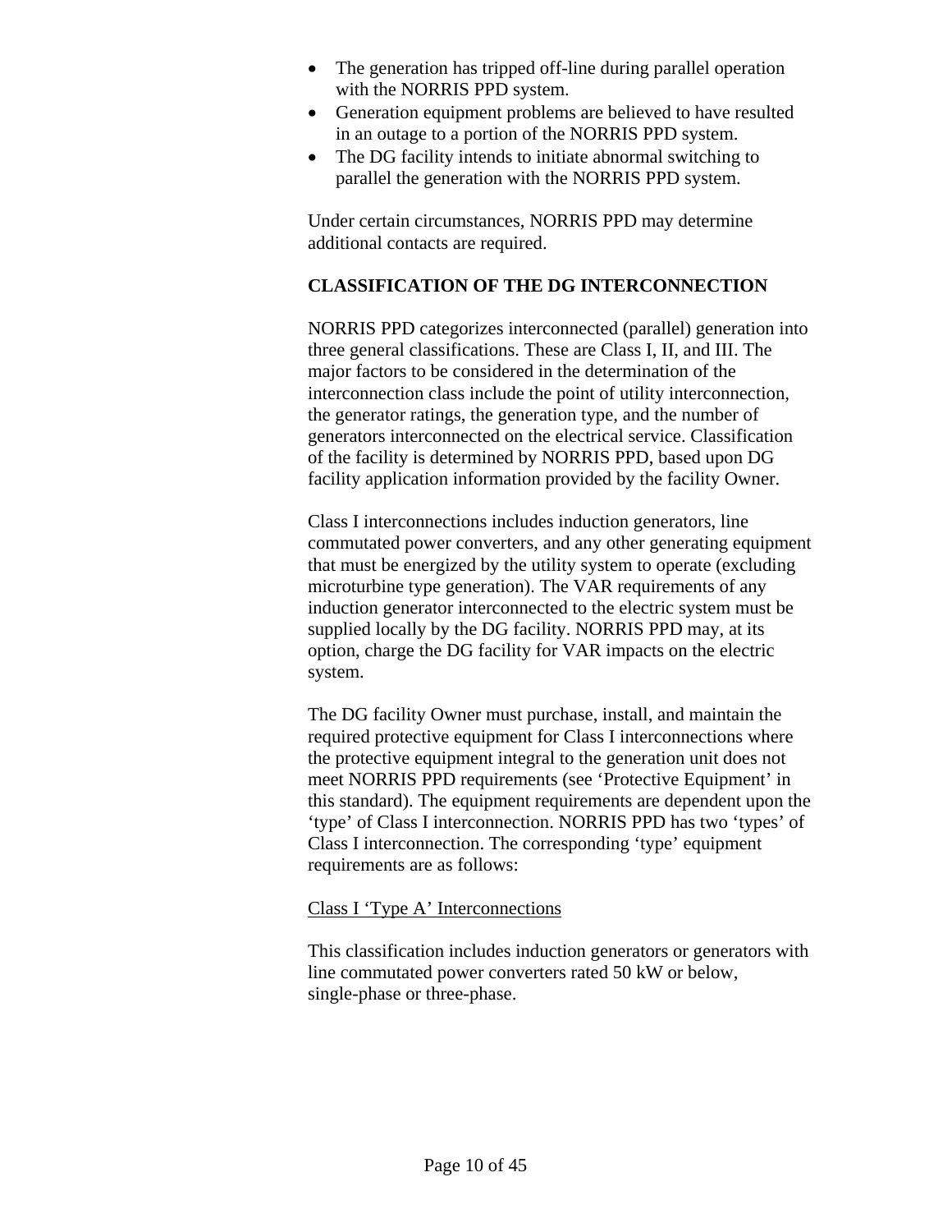- The generation has tripped off-line during parallel operation with the NORRIS PPD system.
- Generation equipment problems are believed to have resulted in an outage to a portion of the NORRIS PPD system.
- The DG facility intends to initiate abnormal switching to parallel the generation with the NORRIS PPD system.

Under certain circumstances, NORRIS PPD may determine additional contacts are required.

## CLASSIFICATION OF THE DG INTERCONNECTION

NORRIS PPD categorizes interconnected (parallel) generation into three general classifications. These are Class I, II, and III. The major factors to be considered in the determination of the interconnection class include the point of utility interconnection, the generator ratings, the generation type, and the number of generators interconnected on the electrical service. Classification of the facility is determined by NORRIS PPD, based upon DG facility application information provided by the facility Owner.

Class I interconnections includes induction generators, line commutated power converters, and any other generating equipment that must be energized by the utility system to operate (excluding microturbine type generation). The VAR requirements of any induction generator interconnected to the electric system must be supplied locally by the DG facility. NORRIS PPD may, at its option, charge the DG facility for VAR impacts on the electric system.

The DG facility Owner must purchase, install, and maintain the required protective equipment for Class I interconnections where the protective equipment integral to the generation unit does not meet NORRIS PPD requirements (see 'Protective Equipment' in this standard). The equipment requirements are dependent upon the 'type' of Class I interconnection. NORRIS PPD has two 'types' of Class I interconnection. The corresponding 'type' equipment requirements are as follows:

Class I 'Type A' Interconnections

This classification includes induction generators or generators with line commutated power converters rated 50 kW or below, single-phase or three-phase.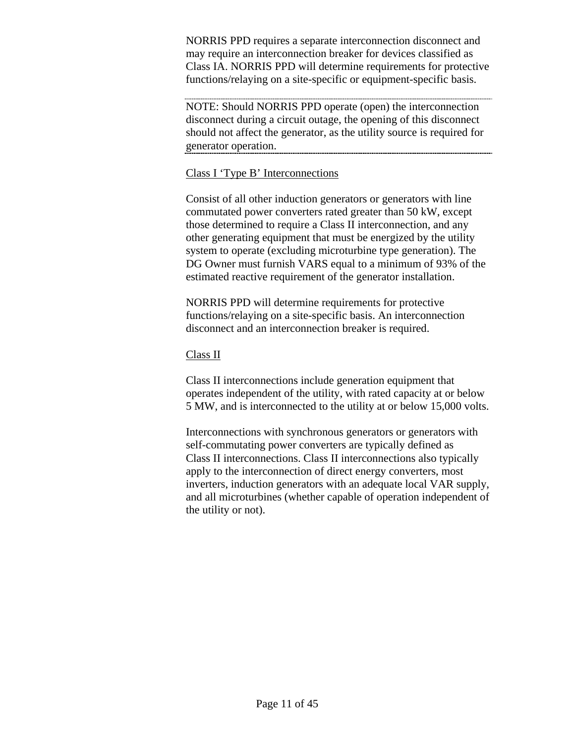NORRIS PPD requires a separate interconnection disconnect and may require an interconnection breaker for devices classified as Class IA. NORRIS PPD will determine requirements for protective functions/relaying on a site-specific or equipment-specific basis.

---

NOTE: Should NORRIS PPD operate (open) the interconnection disconnect during a circuit outage, the opening of this disconnect should not affect the generator, as the utility source is required for generator operation.

---

Class I ‘Type B’ Interconnections

Consist of all other induction generators or generators with line commutated power converters rated greater than 50 kW, except those determined to require a Class II interconnection, and any other generating equipment that must be energized by the utility system to operate (excluding microturbine type generation). The DG Owner must furnish VARS equal to a minimum of 93% of the estimated reactive requirement of the generator installation.

NORRIS PPD will determine requirements for protective functions/relaying on a site-specific basis. An interconnection disconnect and an interconnection breaker is required.

Class II

Class II interconnections include generation equipment that operates independent of the utility, with rated capacity at or below 5 MW, and is interconnected to the utility at or below 15,000 volts.

Interconnections with synchronous generators or generators with self-commutating power converters are typically defined as Class II interconnections. Class II interconnections also typically apply to the interconnection of direct energy converters, most inverters, induction generators with an adequate local VAR supply, and all microturbines (whether capable of operation independent of the utility or not).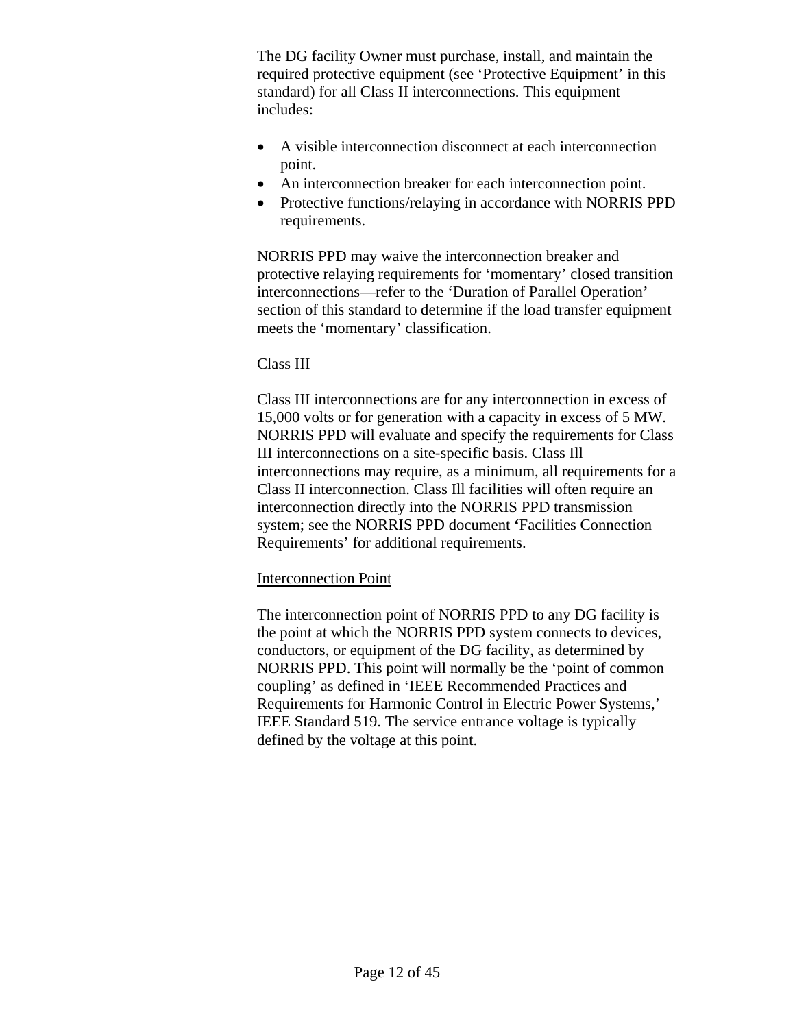The DG facility Owner must purchase, install, and maintain the required protective equipment (see 'Protective Equipment' in this standard) for all Class II interconnections. This equipment includes:

- A visible interconnection disconnect at each interconnection point.
- An interconnection breaker for each interconnection point.
- Protective functions/relaying in accordance with NORRIS PPD requirements.

NORRIS PPD may waive the interconnection breaker and protective relaying requirements for 'momentary' closed transition interconnections—refer to the 'Duration of Parallel Operation' section of this standard to determine if the load transfer equipment meets the 'momentary' classification.

Class III

Class III interconnections are for any interconnection in excess of 15,000 volts or for generation with a capacity in excess of 5 MW. NORRIS PPD will evaluate and specify the requirements for Class III interconnections on a site-specific basis. Class Ill interconnections may require, as a minimum, all requirements for a Class II interconnection. Class Ill facilities will often require an interconnection directly into the NORRIS PPD transmission system; see the NORRIS PPD document 'Facilities Connection Requirements' for additional requirements.

Interconnection Point

The interconnection point of NORRIS PPD to any DG facility is the point at which the NORRIS PPD system connects to devices, conductors, or equipment of the DG facility, as determined by NORRIS PPD. This point will normally be the 'point of common coupling' as defined in 'IEEE Recommended Practices and Requirements for Harmonic Control in Electric Power Systems,' IEEE Standard 519. The service entrance voltage is typically defined by the voltage at this point.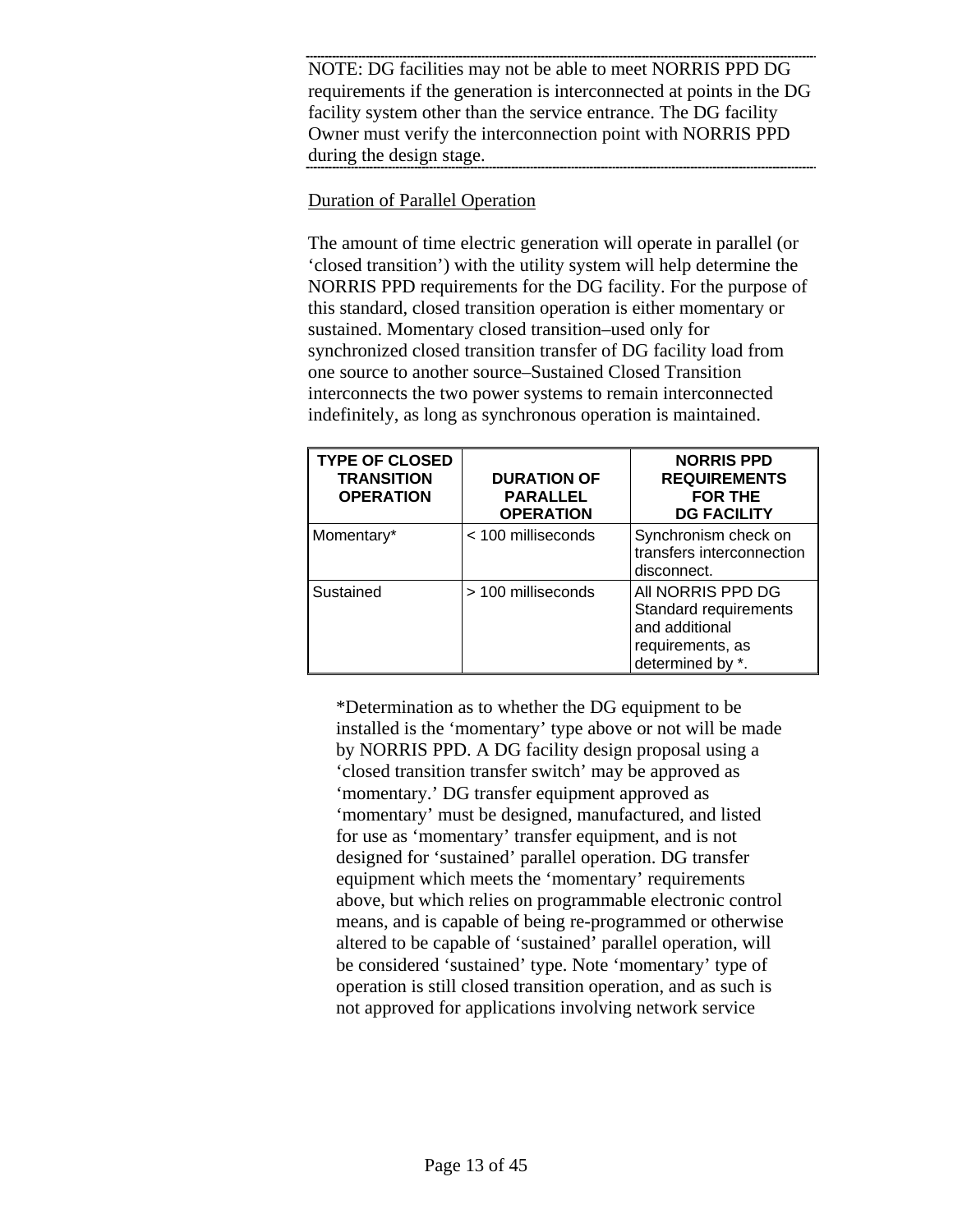---

NOTE: DG facilities may not be able to meet NORRIS PPD DG requirements if the generation is interconnected at points in the DG facility system other than the service entrance. The DG facility Owner must verify the interconnection point with NORRIS PPD during the design stage.

---

<u>Duration of Parallel Operation</u>

The amount of time electric generation will operate in parallel (or 'closed transition') with the utility system will help determine the NORRIS PPD requirements for the DG facility. For the purpose of this standard, closed transition operation is either momentary or sustained. Momentary closed transition–used only for synchronized closed transition transfer of DG facility load from one source to another source–Sustained Closed Transition interconnects the two power systems to remain interconnected indefinitely, as long as synchronous operation is maintained.

| TYPE OF CLOSED TRANSITION OPERATION | DURATION OF PARALLEL OPERATION | NORRIS PPD REQUIREMENTS FOR THE DG FACILITY |
|---|---|---|
| Momentary* | < 100 milliseconds | Synchronism check on transfers interconnection disconnect. |
| Sustained | > 100 milliseconds | All NORRIS PPD DG Standard requirements and additional requirements, as determined by *. |

*Determination as to whether the DG equipment to be installed is the 'momentary' type above or not will be made by NORRIS PPD. A DG facility design proposal using a 'closed transition transfer switch' may be approved as 'momentary.' DG transfer equipment approved as 'momentary' must be designed, manufactured, and listed for use as 'momentary' transfer equipment, and is not designed for 'sustained' parallel operation. DG transfer equipment which meets the 'momentary' requirements above, but which relies on programmable electronic control means, and is capable of being re-programmed or otherwise altered to be capable of 'sustained' parallel operation, will be considered 'sustained' type. Note 'momentary' type of operation is still closed transition operation, and as such is not approved for applications involving network service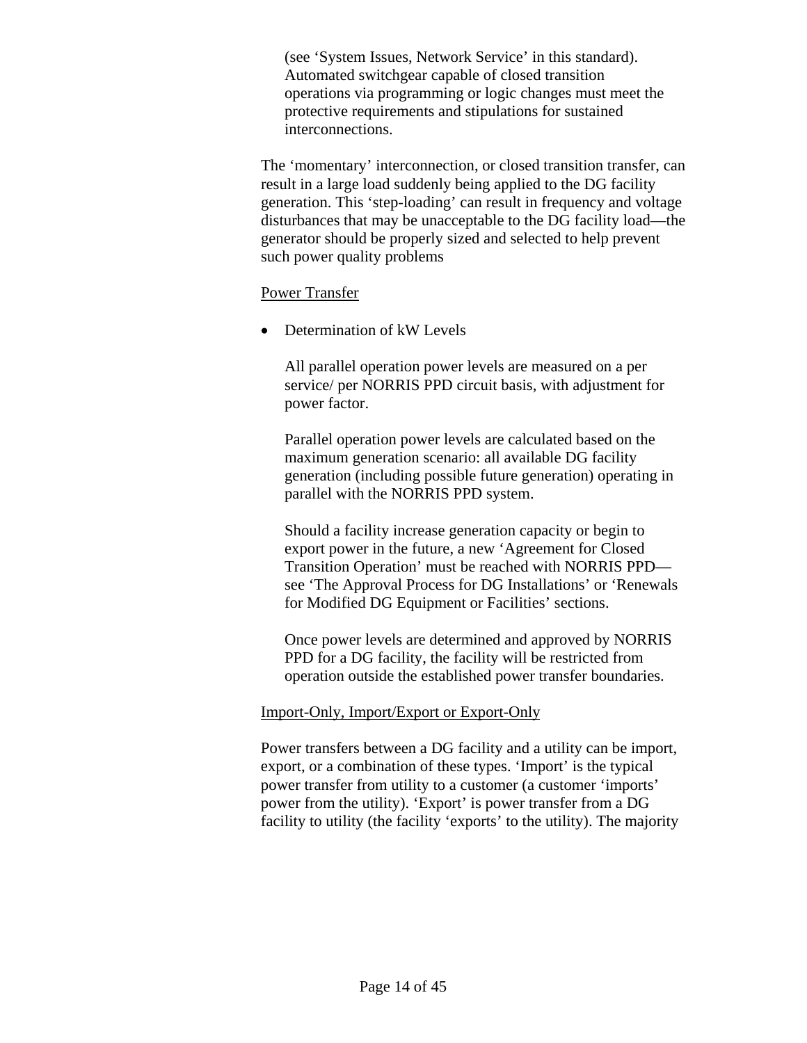(see ‘System Issues, Network Service’ in this standard). Automated switchgear capable of closed transition operations via programming or logic changes must meet the protective requirements and stipulations for sustained interconnections.

The ‘momentary’ interconnection, or closed transition transfer, can result in a large load suddenly being applied to the DG facility generation. This ‘step-loading’ can result in frequency and voltage disturbances that may be unacceptable to the DG facility load—the generator should be properly sized and selected to help prevent such power quality problems

<u>Power Transfer</u>

- Determination of kW Levels

  All parallel operation power levels are measured on a per service/ per NORRIS PPD circuit basis, with adjustment for power factor.

  Parallel operation power levels are calculated based on the maximum generation scenario: all available DG facility generation (including possible future generation) operating in parallel with the NORRIS PPD system.

  Should a facility increase generation capacity or begin to export power in the future, a new ‘Agreement for Closed Transition Operation’ must be reached with NORRIS PPD—see ‘The Approval Process for DG Installations’ or ‘Renewals for Modified DG Equipment or Facilities’ sections.

  Once power levels are determined and approved by NORRIS PPD for a DG facility, the facility will be restricted from operation outside the established power transfer boundaries.

<u>Import-Only, Import/Export or Export-Only</u>

Power transfers between a DG facility and a utility can be import, export, or a combination of these types. ‘Import’ is the typical power transfer from utility to a customer (a customer ‘imports’ power from the utility). ‘Export’ is power transfer from a DG facility to utility (the facility ‘exports’ to the utility). The majority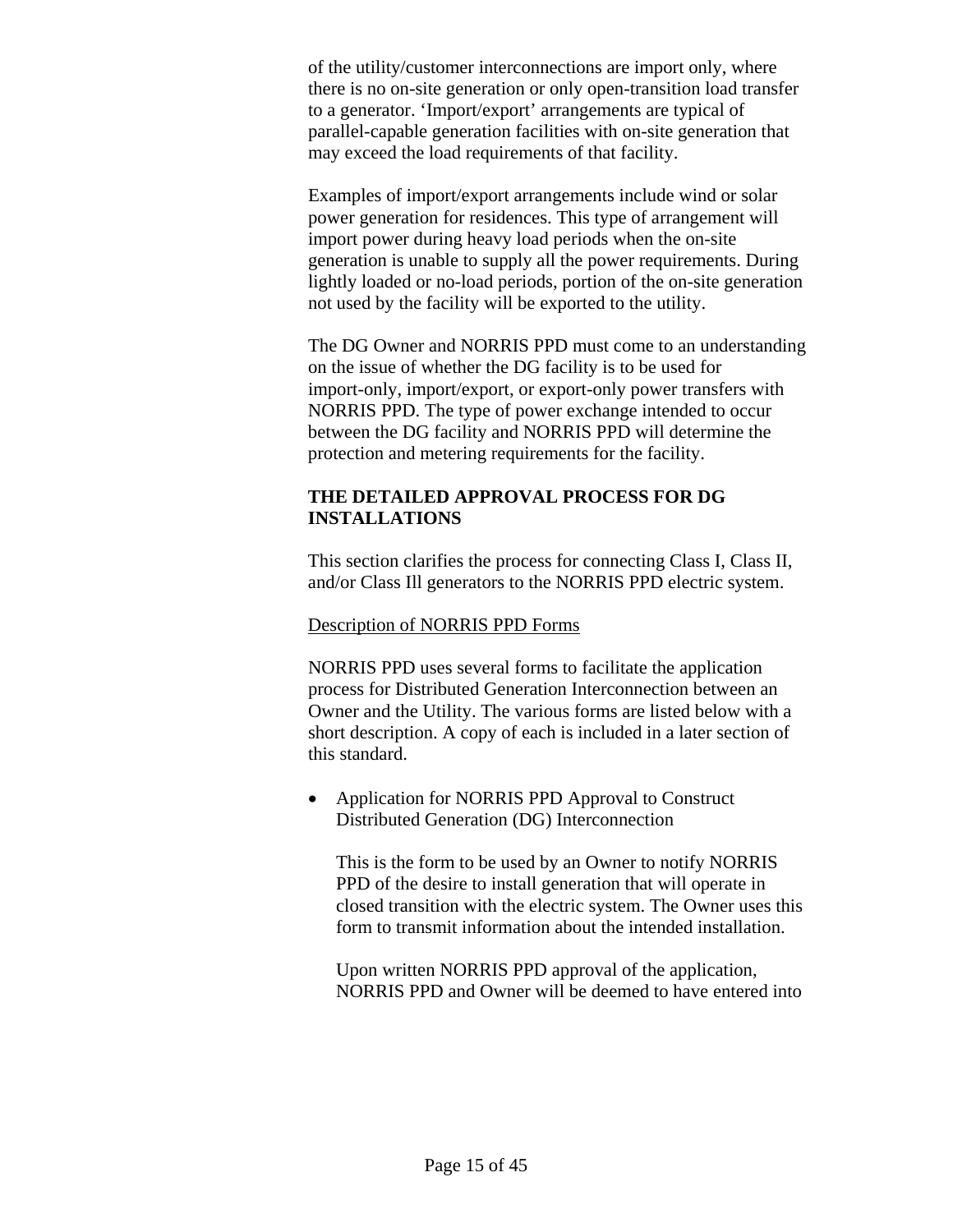of the utility/customer interconnections are import only, where there is no on-site generation or only open-transition load transfer to a generator. ‘Import/export’ arrangements are typical of parallel-capable generation facilities with on-site generation that may exceed the load requirements of that facility.

Examples of import/export arrangements include wind or solar power generation for residences. This type of arrangement will import power during heavy load periods when the on-site generation is unable to supply all the power requirements. During lightly loaded or no-load periods, portion of the on-site generation not used by the facility will be exported to the utility.

The DG Owner and NORRIS PPD must come to an understanding on the issue of whether the DG facility is to be used for import-only, import/export, or export-only power transfers with NORRIS PPD. The type of power exchange intended to occur between the DG facility and NORRIS PPD will determine the protection and metering requirements for the facility.

## THE DETAILED APPROVAL PROCESS FOR DG INSTALLATIONS

This section clarifies the process for connecting Class I, Class II, and/or Class Ill generators to the NORRIS PPD electric system.

<u>Description of NORRIS PPD Forms</u>

NORRIS PPD uses several forms to facilitate the application process for Distributed Generation Interconnection between an Owner and the Utility. The various forms are listed below with a short description. A copy of each is included in a later section of this standard.

- Application for NORRIS PPD Approval to Construct Distributed Generation (DG) Interconnection

  This is the form to be used by an Owner to notify NORRIS PPD of the desire to install generation that will operate in closed transition with the electric system. The Owner uses this form to transmit information about the intended installation.

  Upon written NORRIS PPD approval of the application, NORRIS PPD and Owner will be deemed to have entered into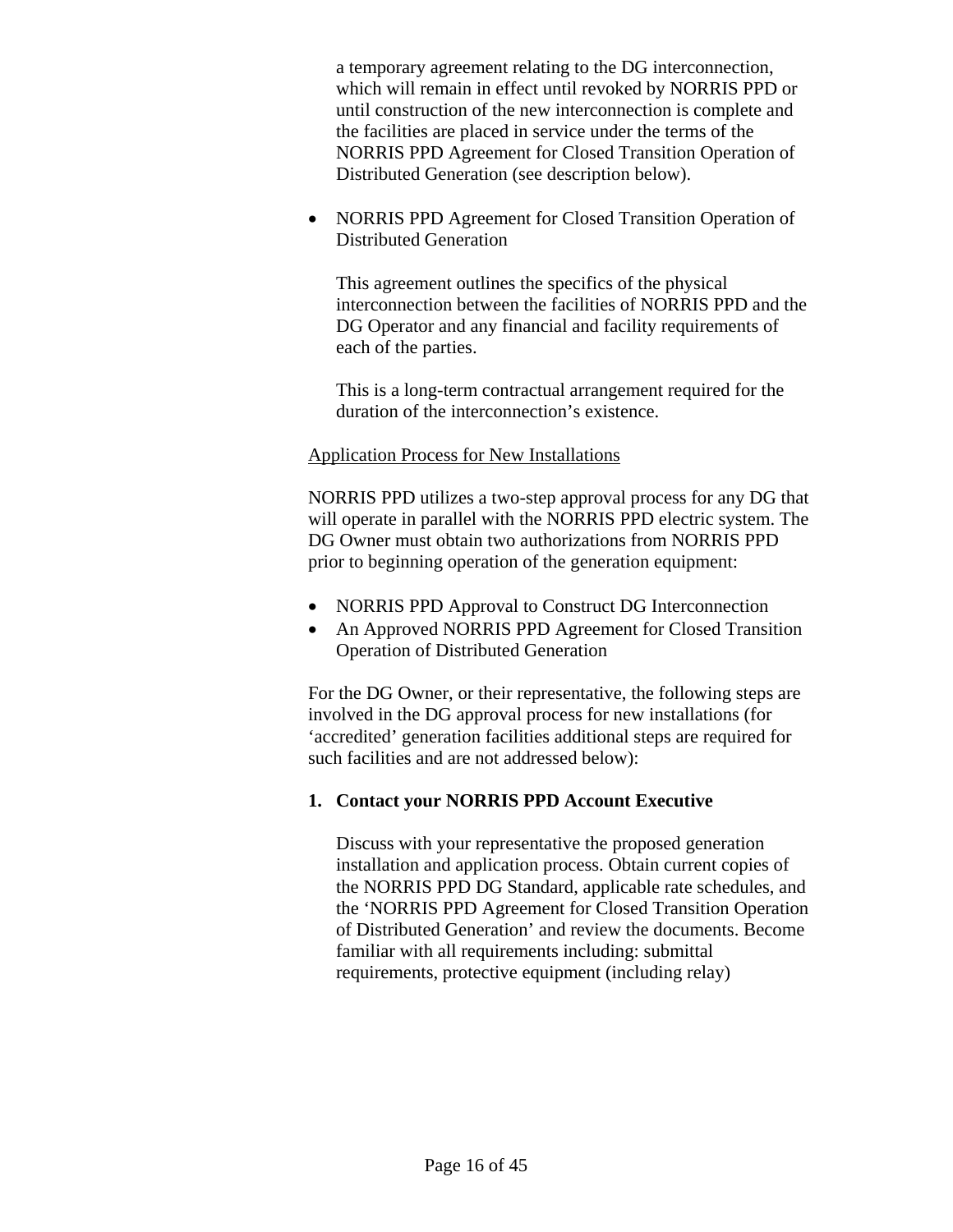a temporary agreement relating to the DG interconnection, which will remain in effect until revoked by NORRIS PPD or until construction of the new interconnection is complete and the facilities are placed in service under the terms of the NORRIS PPD Agreement for Closed Transition Operation of Distributed Generation (see description below).

- NORRIS PPD Agreement for Closed Transition Operation of Distributed Generation

  This agreement outlines the specifics of the physical interconnection between the facilities of NORRIS PPD and the DG Operator and any financial and facility requirements of each of the parties.

  This is a long-term contractual arrangement required for the duration of the interconnection's existence.

<u>Application Process for New Installations</u>

NORRIS PPD utilizes a two-step approval process for any DG that will operate in parallel with the NORRIS PPD electric system. The DG Owner must obtain two authorizations from NORRIS PPD prior to beginning operation of the generation equipment:

- NORRIS PPD Approval to Construct DG Interconnection
- An Approved NORRIS PPD Agreement for Closed Transition Operation of Distributed Generation

For the DG Owner, or their representative, the following steps are involved in the DG approval process for new installations (for 'accredited' generation facilities additional steps are required for such facilities and are not addressed below):

**1. Contact your NORRIS PPD Account Executive**

Discuss with your representative the proposed generation installation and application process. Obtain current copies of the NORRIS PPD DG Standard, applicable rate schedules, and the 'NORRIS PPD Agreement for Closed Transition Operation of Distributed Generation' and review the documents. Become familiar with all requirements including: submittal requirements, protective equipment (including relay)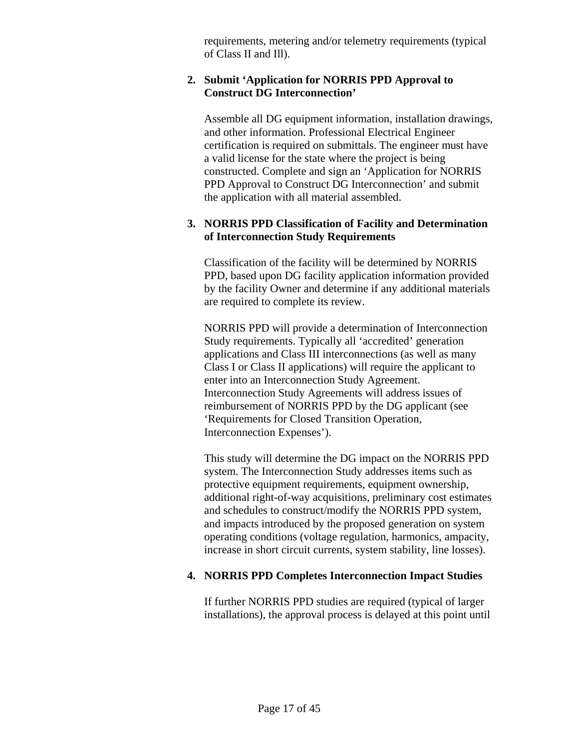requirements, metering and/or telemetry requirements (typical of Class II and Ill).

2. **Submit 'Application for NORRIS PPD Approval to Construct DG Interconnection'**

   Assemble all DG equipment information, installation drawings, and other information. Professional Electrical Engineer certification is required on submittals. The engineer must have a valid license for the state where the project is being constructed. Complete and sign an 'Application for NORRIS PPD Approval to Construct DG Interconnection' and submit the application with all material assembled.

3. **NORRIS PPD Classification of Facility and Determination of Interconnection Study Requirements**

   Classification of the facility will be determined by NORRIS PPD, based upon DG facility application information provided by the facility Owner and determine if any additional materials are required to complete its review.

   NORRIS PPD will provide a determination of Interconnection Study requirements. Typically all 'accredited' generation applications and Class III interconnections (as well as many Class I or Class II applications) will require the applicant to enter into an Interconnection Study Agreement. Interconnection Study Agreements will address issues of reimbursement of NORRIS PPD by the DG applicant (see 'Requirements for Closed Transition Operation, Interconnection Expenses').

   This study will determine the DG impact on the NORRIS PPD system. The Interconnection Study addresses items such as protective equipment requirements, equipment ownership, additional right-of-way acquisitions, preliminary cost estimates and schedules to construct/modify the NORRIS PPD system, and impacts introduced by the proposed generation on system operating conditions (voltage regulation, harmonics, ampacity, increase in short circuit currents, system stability, line losses).

4. **NORRIS PPD Completes Interconnection Impact Studies**

   If further NORRIS PPD studies are required (typical of larger installations), the approval process is delayed at this point until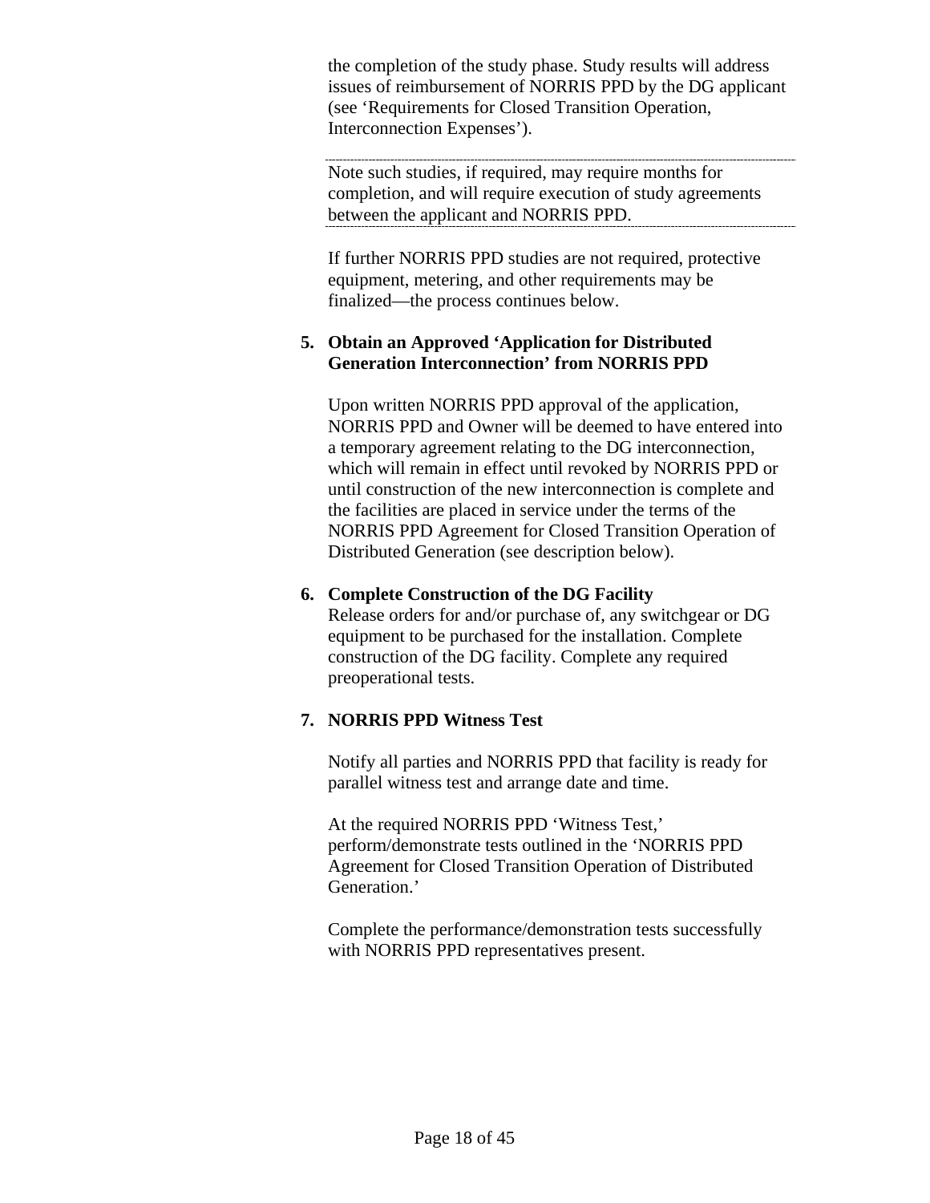the completion of the study phase. Study results will address issues of reimbursement of NORRIS PPD by the DG applicant (see 'Requirements for Closed Transition Operation, Interconnection Expenses').

---

Note such studies, if required, may require months for completion, and will require execution of study agreements between the applicant and NORRIS PPD.

---

If further NORRIS PPD studies are not required, protective equipment, metering, and other requirements may be finalized—the process continues below.

5. **Obtain an Approved 'Application for Distributed Generation Interconnection' from NORRIS PPD**

   Upon written NORRIS PPD approval of the application, NORRIS PPD and Owner will be deemed to have entered into a temporary agreement relating to the DG interconnection, which will remain in effect until revoked by NORRIS PPD or until construction of the new interconnection is complete and the facilities are placed in service under the terms of the NORRIS PPD Agreement for Closed Transition Operation of Distributed Generation (see description below).

6. **Complete Construction of the DG Facility**
   Release orders for and/or purchase of, any switchgear or DG equipment to be purchased for the installation. Complete construction of the DG facility. Complete any required preoperational tests.

7. **NORRIS PPD Witness Test**

   Notify all parties and NORRIS PPD that facility is ready for parallel witness test and arrange date and time.

   At the required NORRIS PPD 'Witness Test,' perform/demonstrate tests outlined in the 'NORRIS PPD Agreement for Closed Transition Operation of Distributed Generation.'

   Complete the performance/demonstration tests successfully with NORRIS PPD representatives present.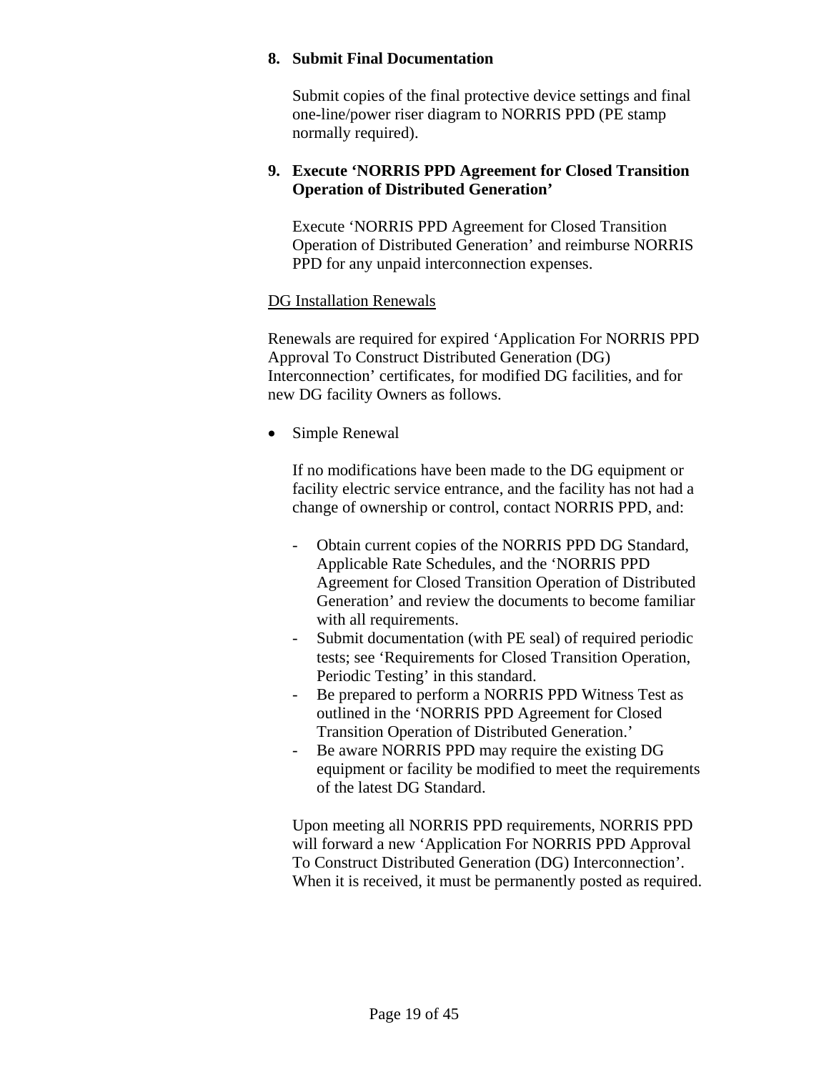**8. Submit Final Documentation**

Submit copies of the final protective device settings and final one-line/power riser diagram to NORRIS PPD (PE stamp normally required).

**9. Execute 'NORRIS PPD Agreement for Closed Transition Operation of Distributed Generation'**

Execute 'NORRIS PPD Agreement for Closed Transition Operation of Distributed Generation' and reimburse NORRIS PPD for any unpaid interconnection expenses.

<u>DG Installation Renewals</u>

Renewals are required for expired 'Application For NORRIS PPD Approval To Construct Distributed Generation (DG) Interconnection' certificates, for modified DG facilities, and for new DG facility Owners as follows.

- Simple Renewal

  If no modifications have been made to the DG equipment or facility electric service entrance, and the facility has not had a change of ownership or control, contact NORRIS PPD, and:

  - Obtain current copies of the NORRIS PPD DG Standard, Applicable Rate Schedules, and the 'NORRIS PPD Agreement for Closed Transition Operation of Distributed Generation' and review the documents to become familiar with all requirements.
  - Submit documentation (with PE seal) of required periodic tests; see 'Requirements for Closed Transition Operation, Periodic Testing' in this standard.
  - Be prepared to perform a NORRIS PPD Witness Test as outlined in the 'NORRIS PPD Agreement for Closed Transition Operation of Distributed Generation.'
  - Be aware NORRIS PPD may require the existing DG equipment or facility be modified to meet the requirements of the latest DG Standard.

  Upon meeting all NORRIS PPD requirements, NORRIS PPD will forward a new 'Application For NORRIS PPD Approval To Construct Distributed Generation (DG) Interconnection'. When it is received, it must be permanently posted as required.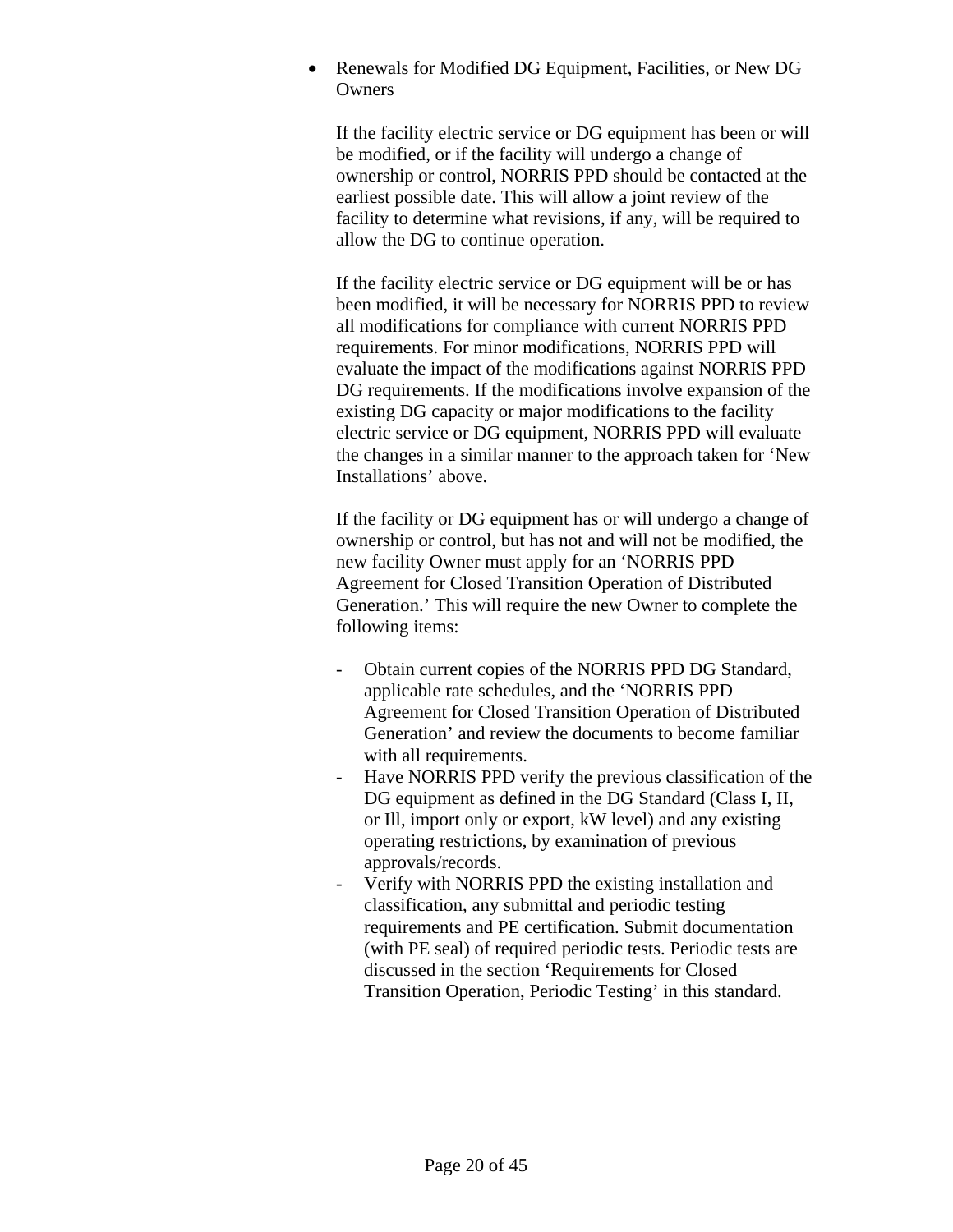- Renewals for Modified DG Equipment, Facilities, or New DG Owners

  If the facility electric service or DG equipment has been or will be modified, or if the facility will undergo a change of ownership or control, NORRIS PPD should be contacted at the earliest possible date. This will allow a joint review of the facility to determine what revisions, if any, will be required to allow the DG to continue operation.

  If the facility electric service or DG equipment will be or has been modified, it will be necessary for NORRIS PPD to review all modifications for compliance with current NORRIS PPD requirements. For minor modifications, NORRIS PPD will evaluate the impact of the modifications against NORRIS PPD DG requirements. If the modifications involve expansion of the existing DG capacity or major modifications to the facility electric service or DG equipment, NORRIS PPD will evaluate the changes in a similar manner to the approach taken for 'New Installations' above.

  If the facility or DG equipment has or will undergo a change of ownership or control, but has not and will not be modified, the new facility Owner must apply for an 'NORRIS PPD Agreement for Closed Transition Operation of Distributed Generation.' This will require the new Owner to complete the following items:

  - Obtain current copies of the NORRIS PPD DG Standard, applicable rate schedules, and the 'NORRIS PPD Agreement for Closed Transition Operation of Distributed Generation' and review the documents to become familiar with all requirements.
  - Have NORRIS PPD verify the previous classification of the DG equipment as defined in the DG Standard (Class I, II, or Ill, import only or export, kW level) and any existing operating restrictions, by examination of previous approvals/records.
  - Verify with NORRIS PPD the existing installation and classification, any submittal and periodic testing requirements and PE certification. Submit documentation (with PE seal) of required periodic tests. Periodic tests are discussed in the section 'Requirements for Closed Transition Operation, Periodic Testing' in this standard.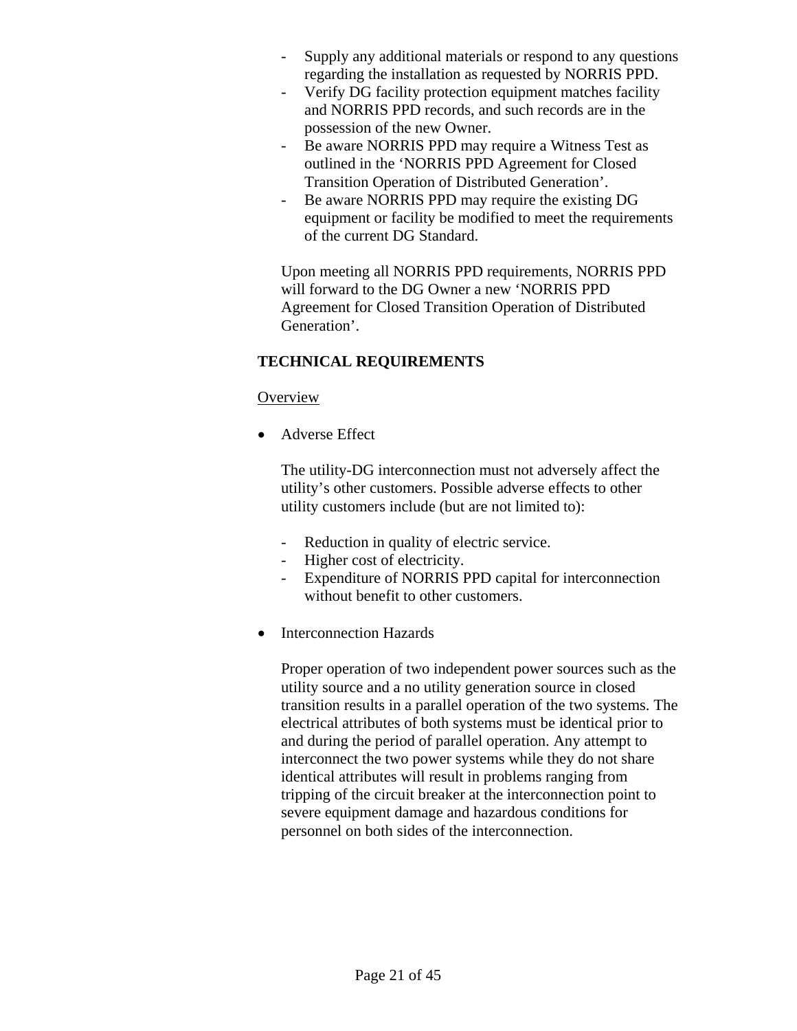- Supply any additional materials or respond to any questions regarding the installation as requested by NORRIS PPD.
- Verify DG facility protection equipment matches facility and NORRIS PPD records, and such records are in the possession of the new Owner.
- Be aware NORRIS PPD may require a Witness Test as outlined in the 'NORRIS PPD Agreement for Closed Transition Operation of Distributed Generation'.
- Be aware NORRIS PPD may require the existing DG equipment or facility be modified to meet the requirements of the current DG Standard.

Upon meeting all NORRIS PPD requirements, NORRIS PPD will forward to the DG Owner a new 'NORRIS PPD Agreement for Closed Transition Operation of Distributed Generation'.

**TECHNICAL REQUIREMENTS**

<u>Overview</u>

- Adverse Effect

  The utility-DG interconnection must not adversely affect the utility's other customers. Possible adverse effects to other utility customers include (but are not limited to):

  - Reduction in quality of electric service.
  - Higher cost of electricity.
  - Expenditure of NORRIS PPD capital for interconnection without benefit to other customers.

- Interconnection Hazards

  Proper operation of two independent power sources such as the utility source and a no utility generation source in closed transition results in a parallel operation of the two systems. The electrical attributes of both systems must be identical prior to and during the period of parallel operation. Any attempt to interconnect the two power systems while they do not share identical attributes will result in problems ranging from tripping of the circuit breaker at the interconnection point to severe equipment damage and hazardous conditions for personnel on both sides of the interconnection.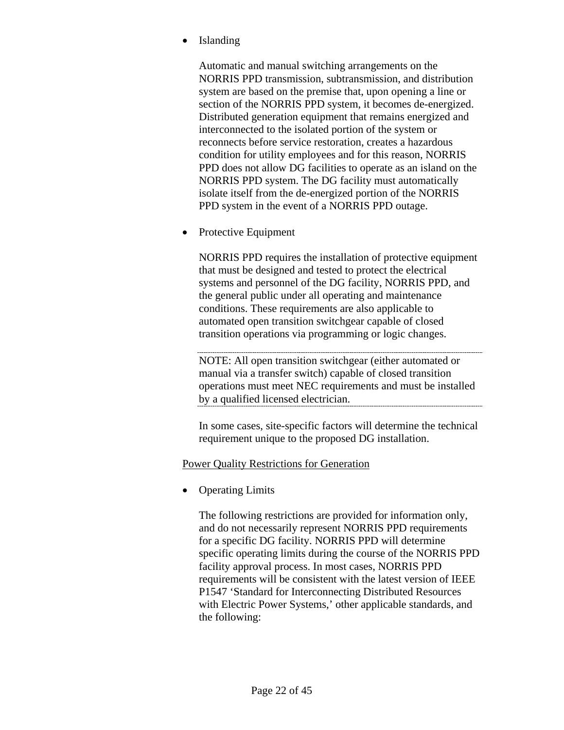- Islanding

  Automatic and manual switching arrangements on the NORRIS PPD transmission, subtransmission, and distribution system are based on the premise that, upon opening a line or section of the NORRIS PPD system, it becomes de-energized. Distributed generation equipment that remains energized and interconnected to the isolated portion of the system or reconnects before service restoration, creates a hazardous condition for utility employees and for this reason, NORRIS PPD does not allow DG facilities to operate as an island on the NORRIS PPD system. The DG facility must automatically isolate itself from the de-energized portion of the NORRIS PPD system in the event of a NORRIS PPD outage.

- Protective Equipment

  NORRIS PPD requires the installation of protective equipment that must be designed and tested to protect the electrical systems and personnel of the DG facility, NORRIS PPD, and the general public under all operating and maintenance conditions. These requirements are also applicable to automated open transition switchgear capable of closed transition operations via programming or logic changes.

  ---

  NOTE: All open transition switchgear (either automated or manual via a transfer switch) capable of closed transition operations must meet NEC requirements and must be installed by a qualified licensed electrician.

  ---

  In some cases, site-specific factors will determine the technical requirement unique to the proposed DG installation.

<u>Power Quality Restrictions for Generation</u>

- Operating Limits

  The following restrictions are provided for information only, and do not necessarily represent NORRIS PPD requirements for a specific DG facility. NORRIS PPD will determine specific operating limits during the course of the NORRIS PPD facility approval process. In most cases, NORRIS PPD requirements will be consistent with the latest version of IEEE P1547 'Standard for Interconnecting Distributed Resources with Electric Power Systems,' other applicable standards, and the following: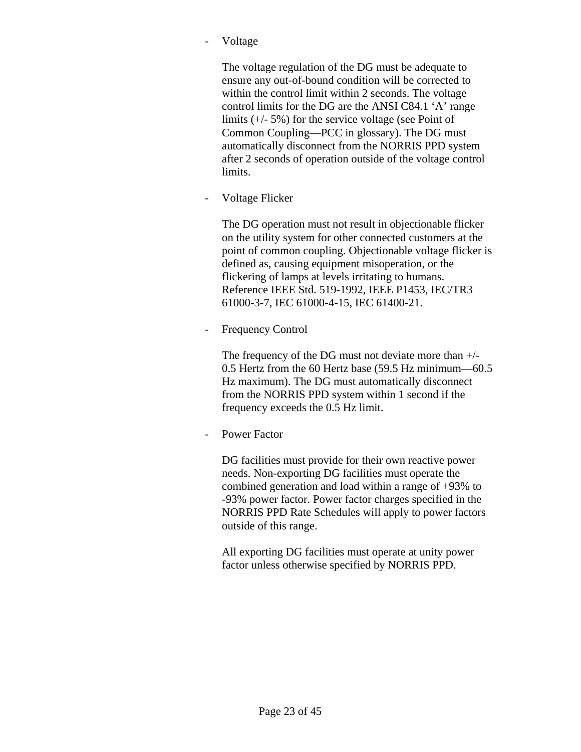- Voltage

  The voltage regulation of the DG must be adequate to ensure any out-of-bound condition will be corrected to within the control limit within 2 seconds. The voltage control limits for the DG are the ANSI C84.1 ‘A’ range limits (+/- 5%) for the service voltage (see Point of Common Coupling—PCC in glossary). The DG must automatically disconnect from the NORRIS PPD system after 2 seconds of operation outside of the voltage control limits.

- Voltage Flicker

  The DG operation must not result in objectionable flicker on the utility system for other connected customers at the point of common coupling. Objectionable voltage flicker is defined as, causing equipment misoperation, or the flickering of lamps at levels irritating to humans. Reference IEEE Std. 519-1992, IEEE P1453, IEC/TR3 61000-3-7, IEC 61000-4-15, IEC 61400-21.

- Frequency Control

  The frequency of the DG must not deviate more than +/- 0.5 Hertz from the 60 Hertz base (59.5 Hz minimum—60.5 Hz maximum). The DG must automatically disconnect from the NORRIS PPD system within 1 second if the frequency exceeds the 0.5 Hz limit.

- Power Factor

  DG facilities must provide for their own reactive power needs. Non-exporting DG facilities must operate the combined generation and load within a range of +93% to -93% power factor. Power factor charges specified in the NORRIS PPD Rate Schedules will apply to power factors outside of this range.

  All exporting DG facilities must operate at unity power factor unless otherwise specified by NORRIS PPD.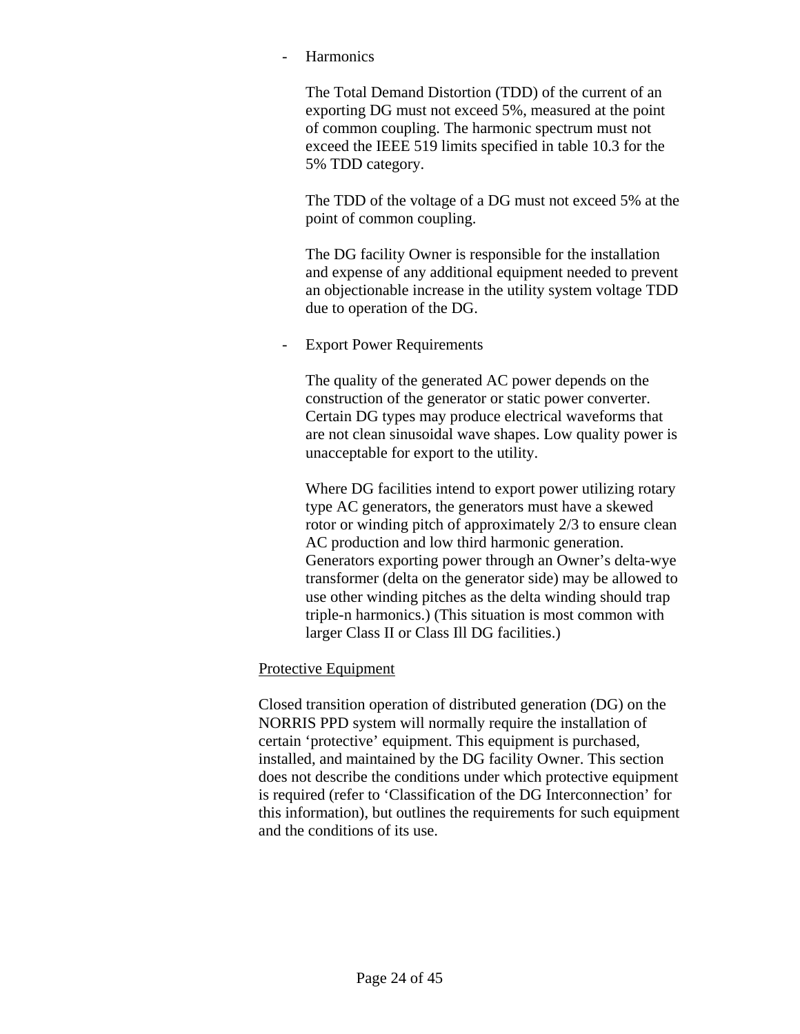- Harmonics

  The Total Demand Distortion (TDD) of the current of an exporting DG must not exceed 5%, measured at the point of common coupling. The harmonic spectrum must not exceed the IEEE 519 limits specified in table 10.3 for the 5% TDD category.

  The TDD of the voltage of a DG must not exceed 5% at the point of common coupling.

  The DG facility Owner is responsible for the installation and expense of any additional equipment needed to prevent an objectionable increase in the utility system voltage TDD due to operation of the DG.

- Export Power Requirements

  The quality of the generated AC power depends on the construction of the generator or static power converter. Certain DG types may produce electrical waveforms that are not clean sinusoidal wave shapes. Low quality power is unacceptable for export to the utility.

  Where DG facilities intend to export power utilizing rotary type AC generators, the generators must have a skewed rotor or winding pitch of approximately 2/3 to ensure clean AC production and low third harmonic generation. Generators exporting power through an Owner's delta-wye transformer (delta on the generator side) may be allowed to use other winding pitches as the delta winding should trap triple-n harmonics.) (This situation is most common with larger Class II or Class Ill DG facilities.)

<u>Protective Equipment</u>

Closed transition operation of distributed generation (DG) on the NORRIS PPD system will normally require the installation of certain 'protective' equipment. This equipment is purchased, installed, and maintained by the DG facility Owner. This section does not describe the conditions under which protective equipment is required (refer to 'Classification of the DG Interconnection' for this information), but outlines the requirements for such equipment and the conditions of its use.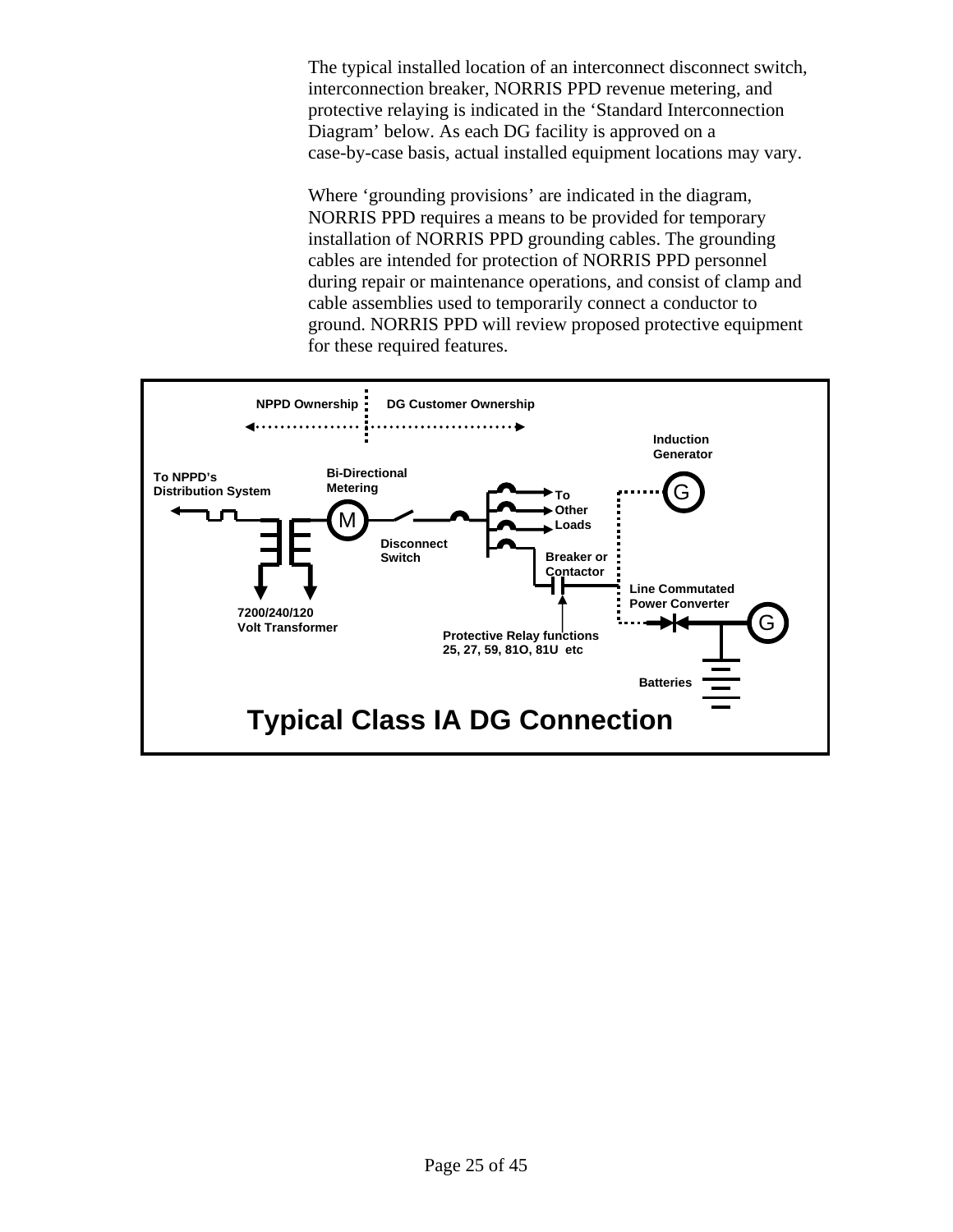The typical installed location of an interconnect disconnect switch, interconnection breaker, NORRIS PPD revenue metering, and protective relaying is indicated in the 'Standard Interconnection Diagram' below. As each DG facility is approved on a case-by-case basis, actual installed equipment locations may vary.

Where 'grounding provisions' are indicated in the diagram, NORRIS PPD requires a means to be provided for temporary installation of NORRIS PPD grounding cables. The grounding cables are intended for protection of NORRIS PPD personnel during repair or maintenance operations, and consist of clamp and cable assemblies used to temporarily connect a conductor to ground. NORRIS PPD will review proposed protective equipment for these required features.

NPPD Ownership | DG Customer Ownership

To NPPD's Distribution System

Bi-Directional Metering

Disconnect Switch

To Other Loads

Breaker or Contactor

Induction Generator

Line Commutated Power Converter

7200/240/120 Volt Transformer

Protective Relay functions 25, 27, 59, 81O, 81U etc

Batteries

**Typical Class IA DG Connection**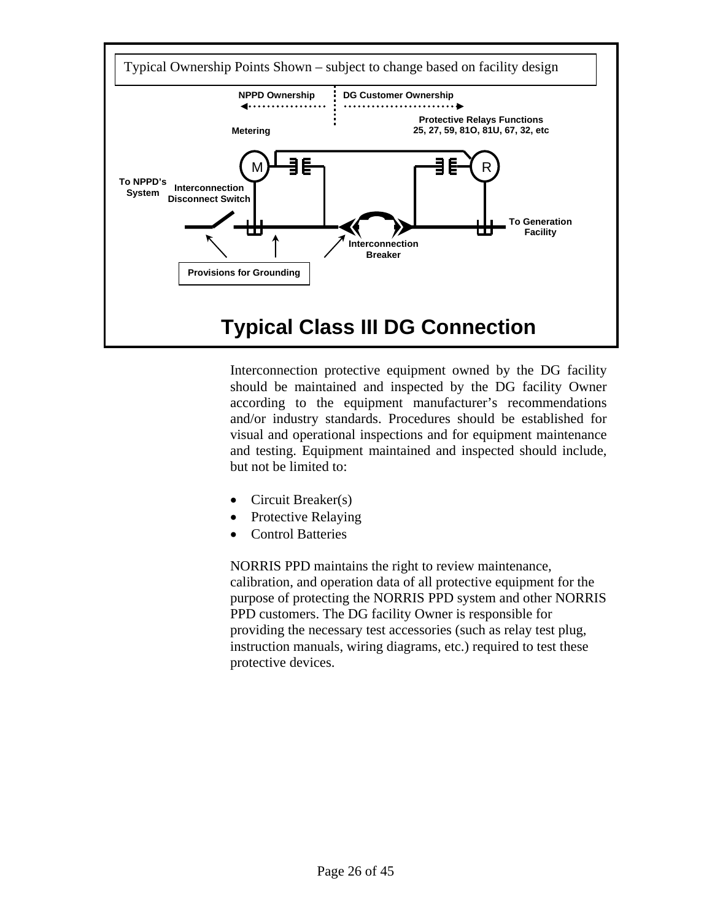Typical Ownership Points Shown – subject to change based on facility design

NPPD Ownership | DG Customer Ownership

Metering

Protective Relays Functions 25, 27, 59, 81O, 81U, 67, 32, etc

To NPPD's System

Interconnection Disconnect Switch

Interconnection Breaker

To Generation Facility

Provisions for Grounding

**Typical Class III DG Connection**

Interconnection protective equipment owned by the DG facility should be maintained and inspected by the DG facility Owner according to the equipment manufacturer's recommendations and/or industry standards. Procedures should be established for visual and operational inspections and for equipment maintenance and testing. Equipment maintained and inspected should include, but not be limited to:

- Circuit Breaker(s)
- Protective Relaying
- Control Batteries

NORRIS PPD maintains the right to review maintenance, calibration, and operation data of all protective equipment for the purpose of protecting the NORRIS PPD system and other NORRIS PPD customers. The DG facility Owner is responsible for providing the necessary test accessories (such as relay test plug, instruction manuals, wiring diagrams, etc.) required to test these protective devices.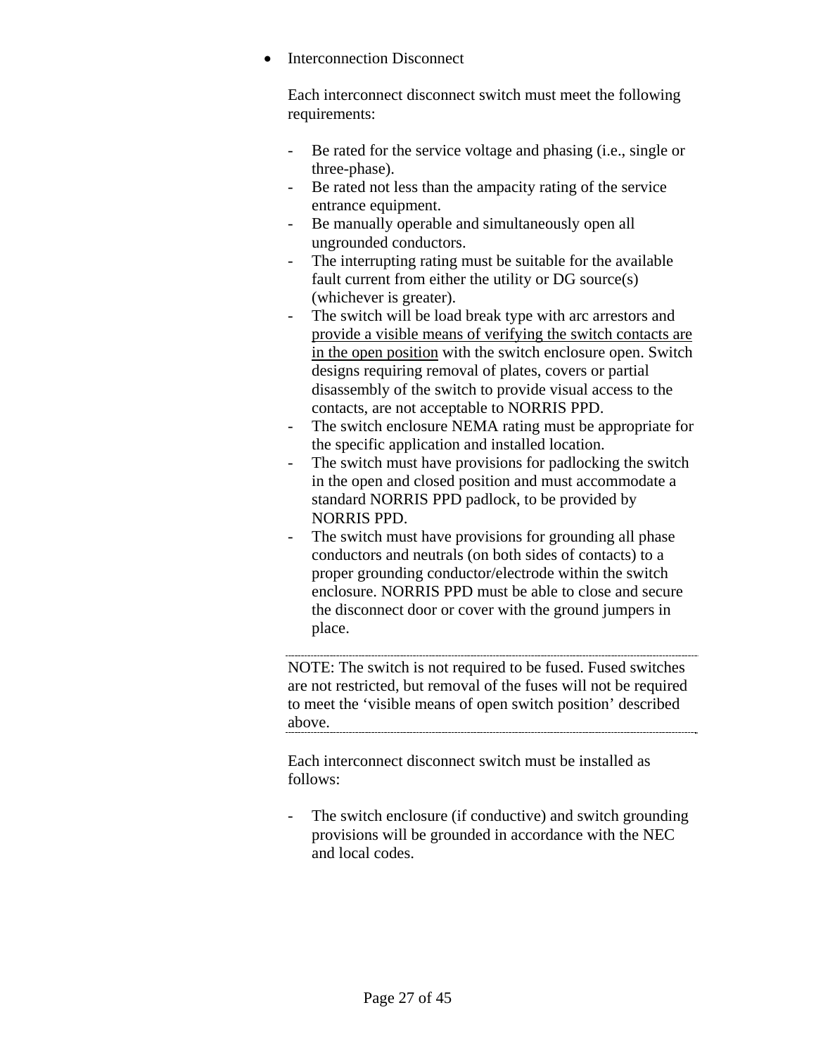- Interconnection Disconnect

  Each interconnect disconnect switch must meet the following requirements:

  - Be rated for the service voltage and phasing (i.e., single or three-phase).
  - Be rated not less than the ampacity rating of the service entrance equipment.
  - Be manually operable and simultaneously open all ungrounded conductors.
  - The interrupting rating must be suitable for the available fault current from either the utility or DG source(s) (whichever is greater).
  - The switch will be load break type with arc arrestors and <u>provide a visible means of verifying the switch contacts are in the open position</u> with the switch enclosure open. Switch designs requiring removal of plates, covers or partial disassembly of the switch to provide visual access to the contacts, are not acceptable to NORRIS PPD.
  - The switch enclosure NEMA rating must be appropriate for the specific application and installed location.
  - The switch must have provisions for padlocking the switch in the open and closed position and must accommodate a standard NORRIS PPD padlock, to be provided by NORRIS PPD.
  - The switch must have provisions for grounding all phase conductors and neutrals (on both sides of contacts) to a proper grounding conductor/electrode within the switch enclosure. NORRIS PPD must be able to close and secure the disconnect door or cover with the ground jumpers in place.

  ---

  NOTE: The switch is not required to be fused. Fused switches are not restricted, but removal of the fuses will not be required to meet the 'visible means of open switch position' described above.

  ---

  Each interconnect disconnect switch must be installed as follows:

  - The switch enclosure (if conductive) and switch grounding provisions will be grounded in accordance with the NEC and local codes.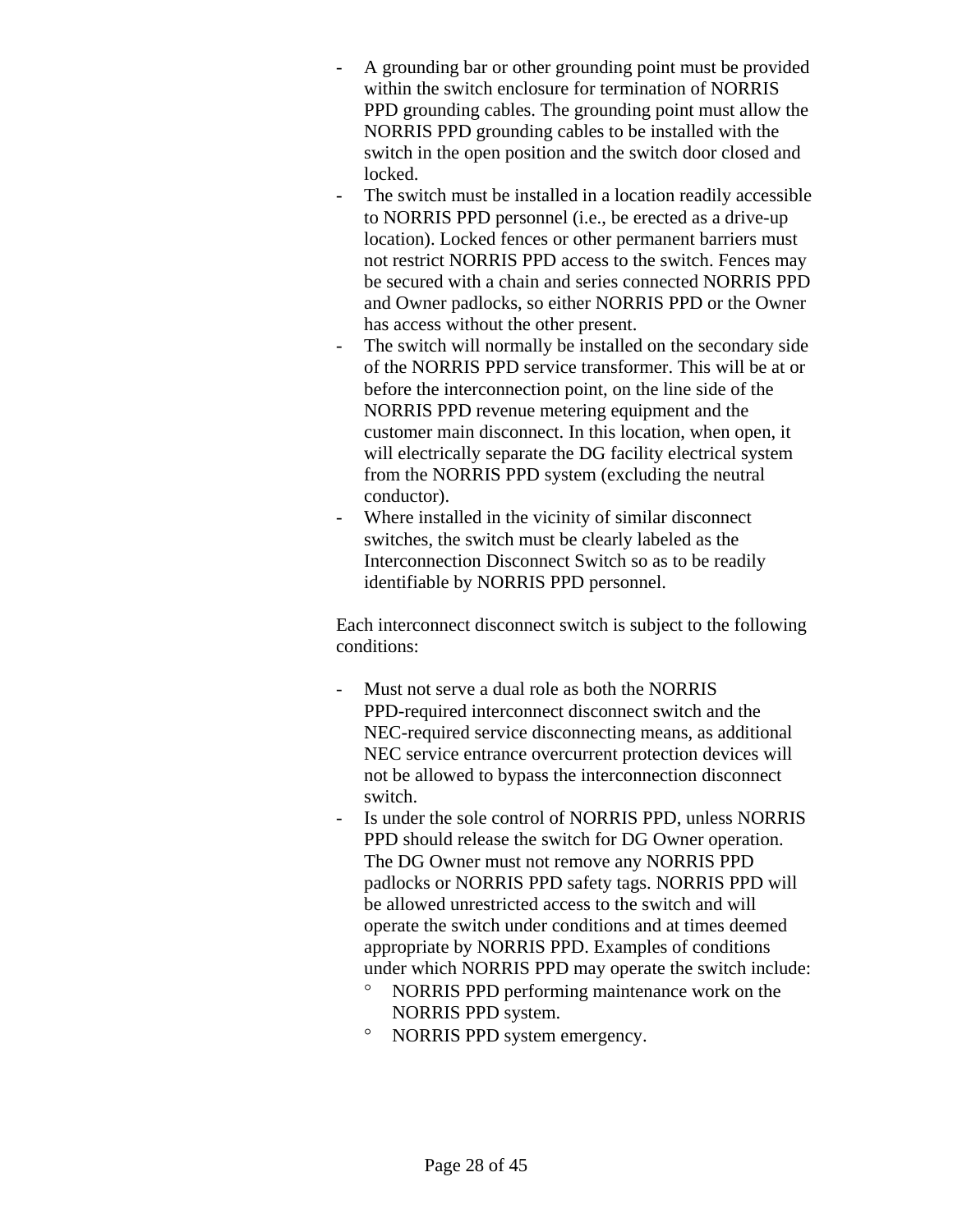- A grounding bar or other grounding point must be provided within the switch enclosure for termination of NORRIS PPD grounding cables. The grounding point must allow the NORRIS PPD grounding cables to be installed with the switch in the open position and the switch door closed and locked.
- The switch must be installed in a location readily accessible to NORRIS PPD personnel (i.e., be erected as a drive-up location). Locked fences or other permanent barriers must not restrict NORRIS PPD access to the switch. Fences may be secured with a chain and series connected NORRIS PPD and Owner padlocks, so either NORRIS PPD or the Owner has access without the other present.
- The switch will normally be installed on the secondary side of the NORRIS PPD service transformer. This will be at or before the interconnection point, on the line side of the NORRIS PPD revenue metering equipment and the customer main disconnect. In this location, when open, it will electrically separate the DG facility electrical system from the NORRIS PPD system (excluding the neutral conductor).
- Where installed in the vicinity of similar disconnect switches, the switch must be clearly labeled as the Interconnection Disconnect Switch so as to be readily identifiable by NORRIS PPD personnel.

Each interconnect disconnect switch is subject to the following conditions:

- Must not serve a dual role as both the NORRIS PPD-required interconnect disconnect switch and the NEC-required service disconnecting means, as additional NEC service entrance overcurrent protection devices will not be allowed to bypass the interconnection disconnect switch.
- Is under the sole control of NORRIS PPD, unless NORRIS PPD should release the switch for DG Owner operation. The DG Owner must not remove any NORRIS PPD padlocks or NORRIS PPD safety tags. NORRIS PPD will be allowed unrestricted access to the switch and will operate the switch under conditions and at times deemed appropriate by NORRIS PPD. Examples of conditions under which NORRIS PPD may operate the switch include:
  - NORRIS PPD performing maintenance work on the NORRIS PPD system.
  - NORRIS PPD system emergency.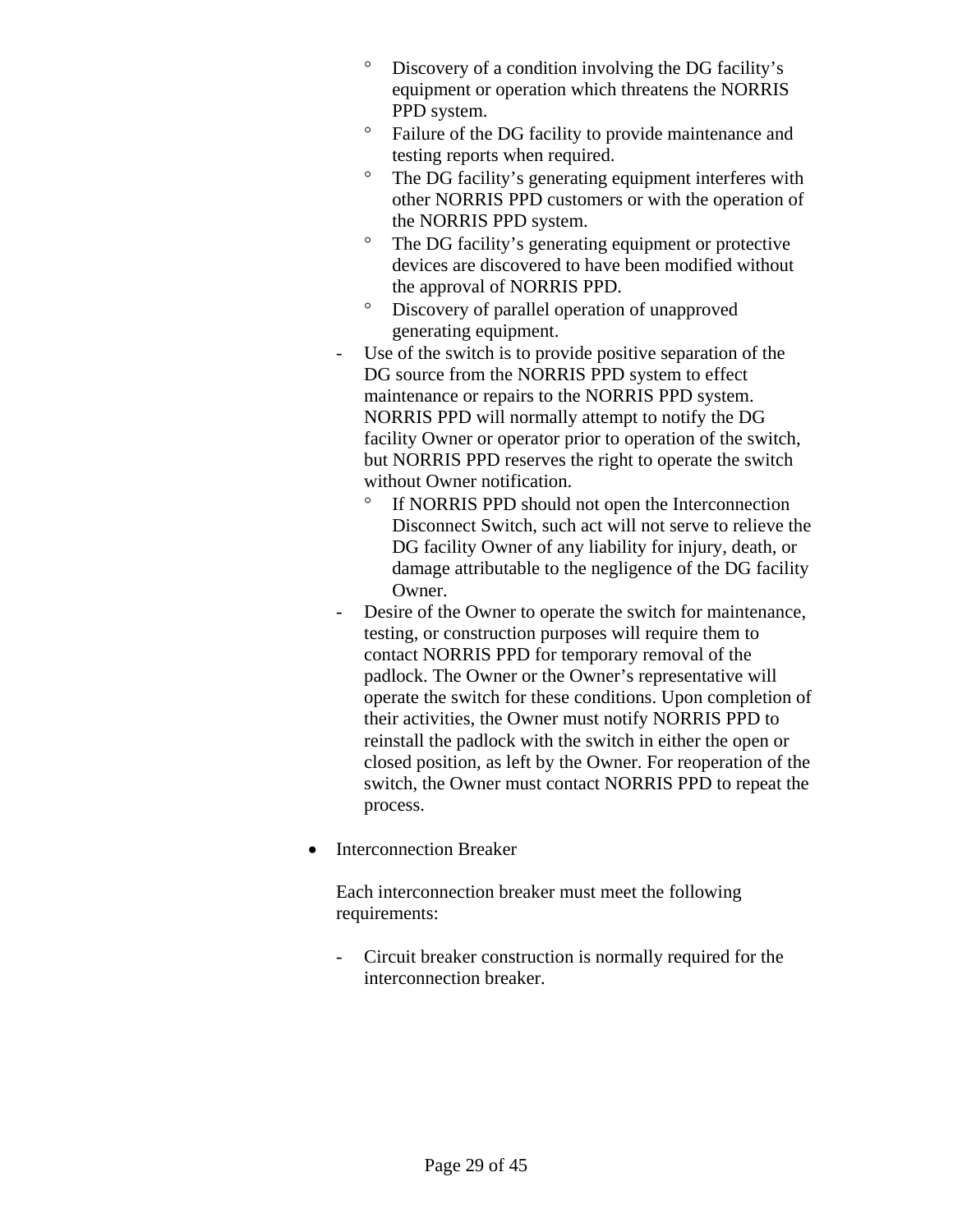- Discovery of a condition involving the DG facility's equipment or operation which threatens the NORRIS PPD system.
        - Failure of the DG facility to provide maintenance and testing reports when required.
        - The DG facility's generating equipment interferes with other NORRIS PPD customers or with the operation of the NORRIS PPD system.
        - The DG facility's generating equipment or protective devices are discovered to have been modified without the approval of NORRIS PPD.
        - Discovery of parallel operation of unapproved generating equipment.
    - Use of the switch is to provide positive separation of the DG source from the NORRIS PPD system to effect maintenance or repairs to the NORRIS PPD system. NORRIS PPD will normally attempt to notify the DG facility Owner or operator prior to operation of the switch, but NORRIS PPD reserves the right to operate the switch without Owner notification.
        - If NORRIS PPD should not open the Interconnection Disconnect Switch, such act will not serve to relieve the DG facility Owner of any liability for injury, death, or damage attributable to the negligence of the DG facility Owner.
    - Desire of the Owner to operate the switch for maintenance, testing, or construction purposes will require them to contact NORRIS PPD for temporary removal of the padlock. The Owner or the Owner's representative will operate the switch for these conditions. Upon completion of their activities, the Owner must notify NORRIS PPD to reinstall the padlock with the switch in either the open or closed position, as left by the Owner. For reoperation of the switch, the Owner must contact NORRIS PPD to repeat the process.

- Interconnection Breaker

  Each interconnection breaker must meet the following requirements:

    - Circuit breaker construction is normally required for the interconnection breaker.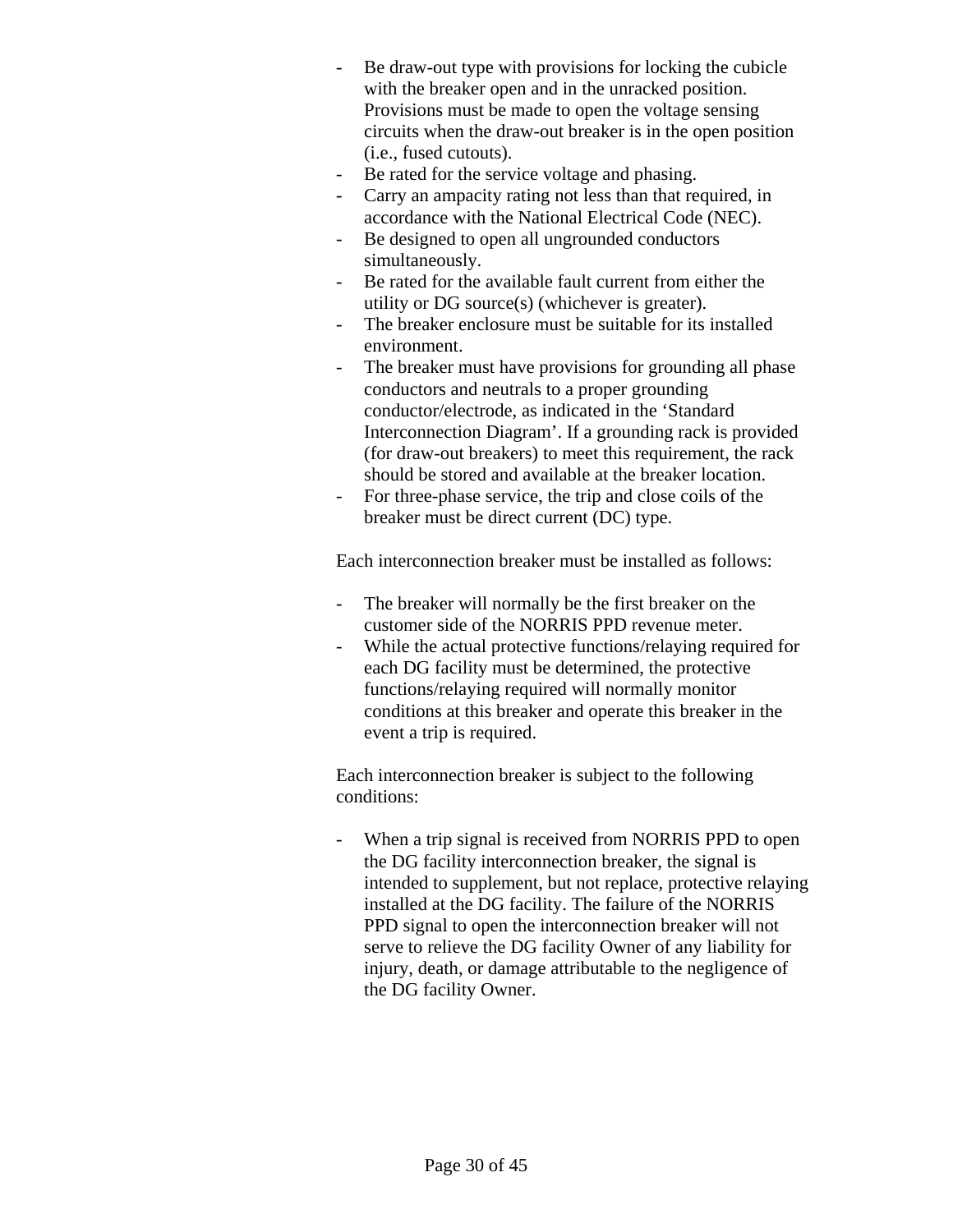- Be draw-out type with provisions for locking the cubicle with the breaker open and in the unracked position. Provisions must be made to open the voltage sensing circuits when the draw-out breaker is in the open position (i.e., fused cutouts).
- Be rated for the service voltage and phasing.
- Carry an ampacity rating not less than that required, in accordance with the National Electrical Code (NEC).
- Be designed to open all ungrounded conductors simultaneously.
- Be rated for the available fault current from either the utility or DG source(s) (whichever is greater).
- The breaker enclosure must be suitable for its installed environment.
- The breaker must have provisions for grounding all phase conductors and neutrals to a proper grounding conductor/electrode, as indicated in the 'Standard Interconnection Diagram'. If a grounding rack is provided (for draw-out breakers) to meet this requirement, the rack should be stored and available at the breaker location.
- For three-phase service, the trip and close coils of the breaker must be direct current (DC) type.

Each interconnection breaker must be installed as follows:

- The breaker will normally be the first breaker on the customer side of the NORRIS PPD revenue meter.
- While the actual protective functions/relaying required for each DG facility must be determined, the protective functions/relaying required will normally monitor conditions at this breaker and operate this breaker in the event a trip is required.

Each interconnection breaker is subject to the following conditions:

- When a trip signal is received from NORRIS PPD to open the DG facility interconnection breaker, the signal is intended to supplement, but not replace, protective relaying installed at the DG facility. The failure of the NORRIS PPD signal to open the interconnection breaker will not serve to relieve the DG facility Owner of any liability for injury, death, or damage attributable to the negligence of the DG facility Owner.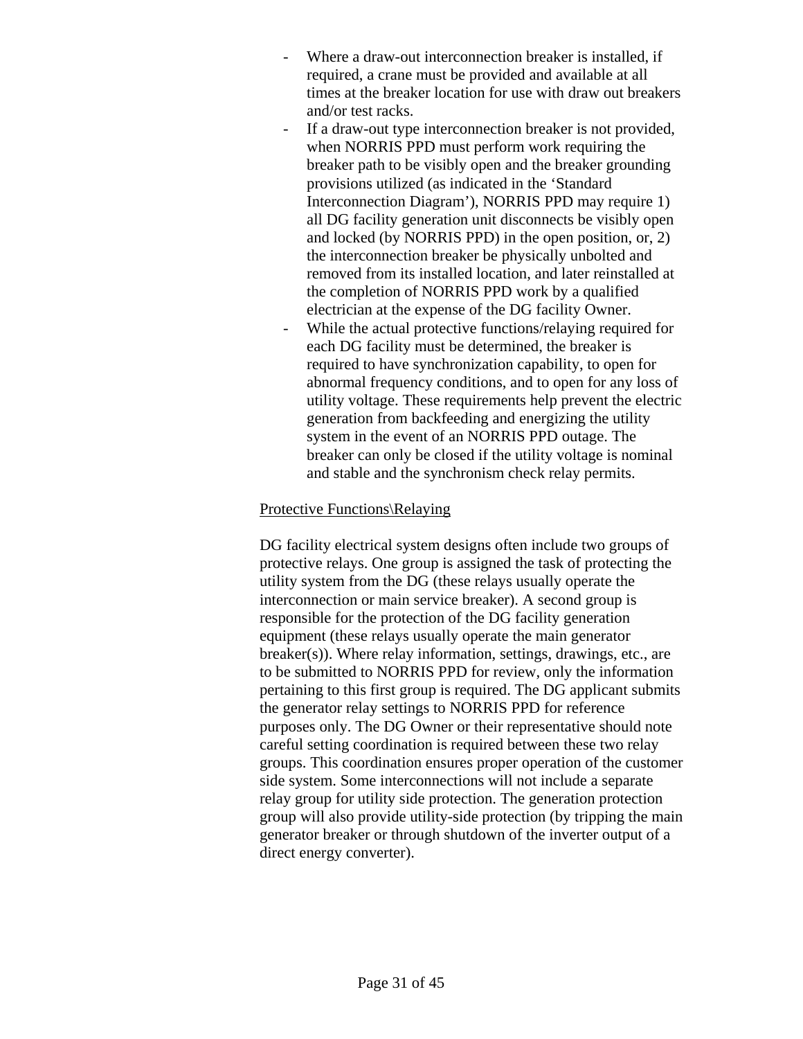- Where a draw-out interconnection breaker is installed, if required, a crane must be provided and available at all times at the breaker location for use with draw out breakers and/or test racks.
- If a draw-out type interconnection breaker is not provided, when NORRIS PPD must perform work requiring the breaker path to be visibly open and the breaker grounding provisions utilized (as indicated in the 'Standard Interconnection Diagram'), NORRIS PPD may require 1) all DG facility generation unit disconnects be visibly open and locked (by NORRIS PPD) in the open position, or, 2) the interconnection breaker be physically unbolted and removed from its installed location, and later reinstalled at the completion of NORRIS PPD work by a qualified electrician at the expense of the DG facility Owner.
- While the actual protective functions/relaying required for each DG facility must be determined, the breaker is required to have synchronization capability, to open for abnormal frequency conditions, and to open for any loss of utility voltage. These requirements help prevent the electric generation from backfeeding and energizing the utility system in the event of an NORRIS PPD outage. The breaker can only be closed if the utility voltage is nominal and stable and the synchronism check relay permits.

<u>Protective Functions\Relaying</u>

DG facility electrical system designs often include two groups of protective relays. One group is assigned the task of protecting the utility system from the DG (these relays usually operate the interconnection or main service breaker). A second group is responsible for the protection of the DG facility generation equipment (these relays usually operate the main generator breaker(s)). Where relay information, settings, drawings, etc., are to be submitted to NORRIS PPD for review, only the information pertaining to this first group is required. The DG applicant submits the generator relay settings to NORRIS PPD for reference purposes only. The DG Owner or their representative should note careful setting coordination is required between these two relay groups. This coordination ensures proper operation of the customer side system. Some interconnections will not include a separate relay group for utility side protection. The generation protection group will also provide utility-side protection (by tripping the main generator breaker or through shutdown of the inverter output of a direct energy converter).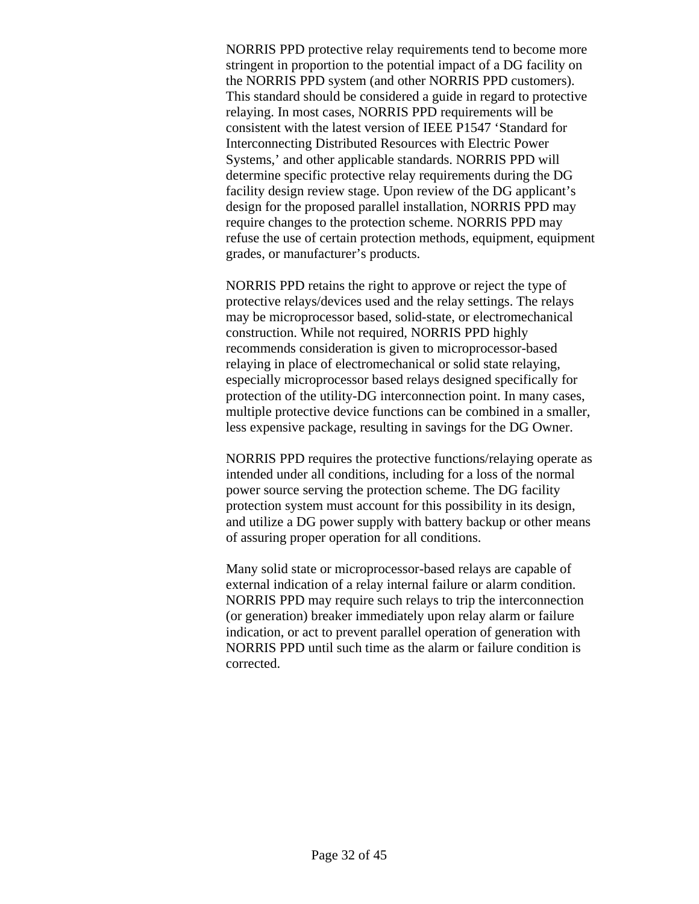NORRIS PPD protective relay requirements tend to become more stringent in proportion to the potential impact of a DG facility on the NORRIS PPD system (and other NORRIS PPD customers). This standard should be considered a guide in regard to protective relaying. In most cases, NORRIS PPD requirements will be consistent with the latest version of IEEE P1547 'Standard for Interconnecting Distributed Resources with Electric Power Systems,' and other applicable standards. NORRIS PPD will determine specific protective relay requirements during the DG facility design review stage. Upon review of the DG applicant's design for the proposed parallel installation, NORRIS PPD may require changes to the protection scheme. NORRIS PPD may refuse the use of certain protection methods, equipment, equipment grades, or manufacturer's products.

NORRIS PPD retains the right to approve or reject the type of protective relays/devices used and the relay settings. The relays may be microprocessor based, solid-state, or electromechanical construction. While not required, NORRIS PPD highly recommends consideration is given to microprocessor-based relaying in place of electromechanical or solid state relaying, especially microprocessor based relays designed specifically for protection of the utility-DG interconnection point. In many cases, multiple protective device functions can be combined in a smaller, less expensive package, resulting in savings for the DG Owner.

NORRIS PPD requires the protective functions/relaying operate as intended under all conditions, including for a loss of the normal power source serving the protection scheme. The DG facility protection system must account for this possibility in its design, and utilize a DG power supply with battery backup or other means of assuring proper operation for all conditions.

Many solid state or microprocessor-based relays are capable of external indication of a relay internal failure or alarm condition. NORRIS PPD may require such relays to trip the interconnection (or generation) breaker immediately upon relay alarm or failure indication, or act to prevent parallel operation of generation with NORRIS PPD until such time as the alarm or failure condition is corrected.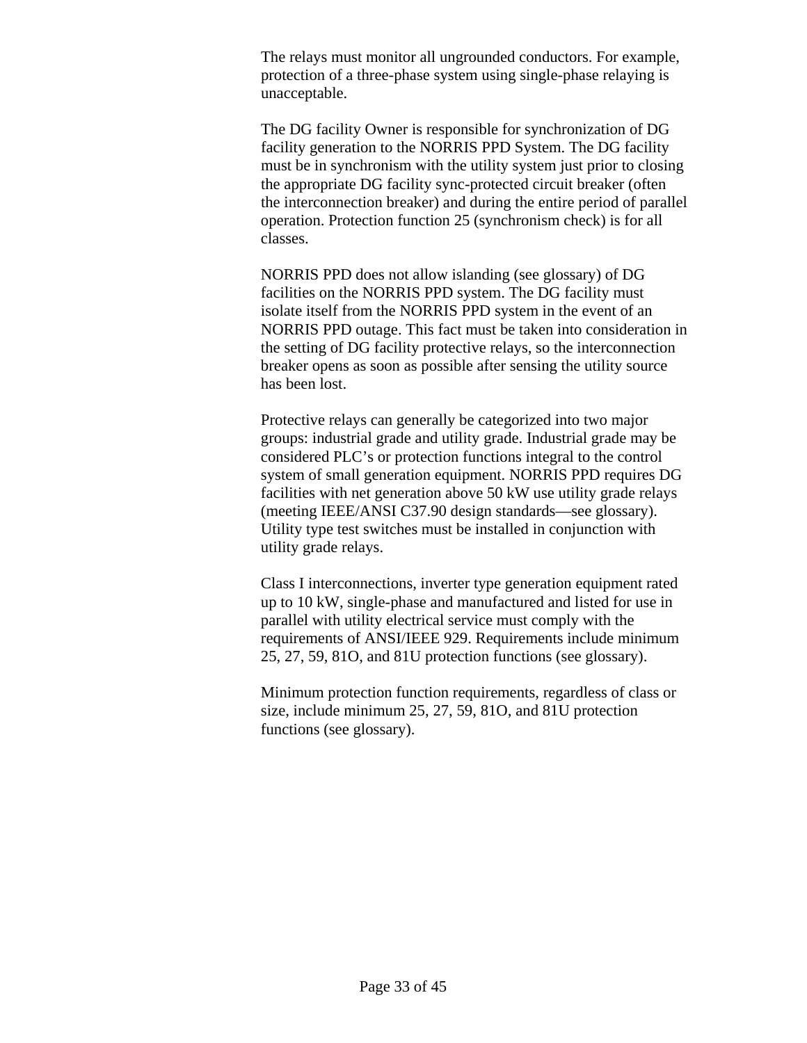The relays must monitor all ungrounded conductors. For example, protection of a three-phase system using single-phase relaying is unacceptable.

The DG facility Owner is responsible for synchronization of DG facility generation to the NORRIS PPD System. The DG facility must be in synchronism with the utility system just prior to closing the appropriate DG facility sync-protected circuit breaker (often the interconnection breaker) and during the entire period of parallel operation. Protection function 25 (synchronism check) is for all classes.

NORRIS PPD does not allow islanding (see glossary) of DG facilities on the NORRIS PPD system. The DG facility must isolate itself from the NORRIS PPD system in the event of an NORRIS PPD outage. This fact must be taken into consideration in the setting of DG facility protective relays, so the interconnection breaker opens as soon as possible after sensing the utility source has been lost.

Protective relays can generally be categorized into two major groups: industrial grade and utility grade. Industrial grade may be considered PLC's or protection functions integral to the control system of small generation equipment. NORRIS PPD requires DG facilities with net generation above 50 kW use utility grade relays (meeting IEEE/ANSI C37.90 design standards—see glossary). Utility type test switches must be installed in conjunction with utility grade relays.

Class I interconnections, inverter type generation equipment rated up to 10 kW, single-phase and manufactured and listed for use in parallel with utility electrical service must comply with the requirements of ANSI/IEEE 929. Requirements include minimum 25, 27, 59, 81O, and 81U protection functions (see glossary).

Minimum protection function requirements, regardless of class or size, include minimum 25, 27, 59, 81O, and 81U protection functions (see glossary).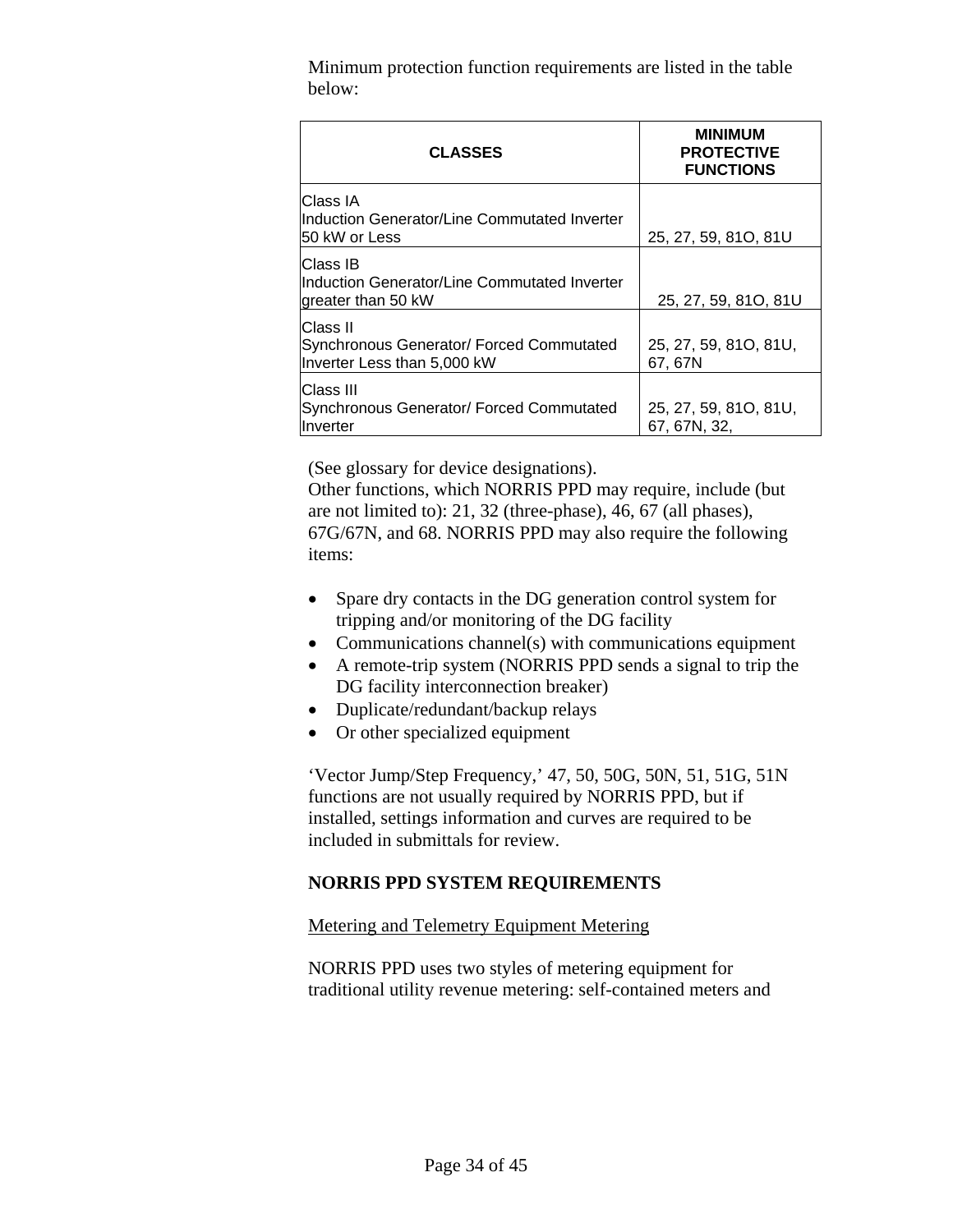Minimum protection function requirements are listed in the table below:

| CLASSES | MINIMUM PROTECTIVE FUNCTIONS |
|---|---|
| Class IA<br>Induction Generator/Line Commutated Inverter 50 kW or Less | 25, 27, 59, 81O, 81U |
| Class IB<br>Induction Generator/Line Commutated Inverter greater than 50 kW | 25, 27, 59, 81O, 81U |
| Class II<br>Synchronous Generator/ Forced Commutated Inverter Less than 5,000 kW | 25, 27, 59, 81O, 81U, 67, 67N |
| Class III<br>Synchronous Generator/ Forced Commutated Inverter | 25, 27, 59, 81O, 81U, 67, 67N, 32, |

(See glossary for device designations).
Other functions, which NORRIS PPD may require, include (but are not limited to): 21, 32 (three-phase), 46, 67 (all phases), 67G/67N, and 68. NORRIS PPD may also require the following items:

- Spare dry contacts in the DG generation control system for tripping and/or monitoring of the DG facility
- Communications channel(s) with communications equipment
- A remote-trip system (NORRIS PPD sends a signal to trip the DG facility interconnection breaker)
- Duplicate/redundant/backup relays
- Or other specialized equipment

'Vector Jump/Step Frequency,' 47, 50, 50G, 50N, 51, 51G, 51N functions are not usually required by NORRIS PPD, but if installed, settings information and curves are required to be included in submittals for review.

**NORRIS PPD SYSTEM REQUIREMENTS**

Metering and Telemetry Equipment Metering

NORRIS PPD uses two styles of metering equipment for traditional utility revenue metering: self-contained meters and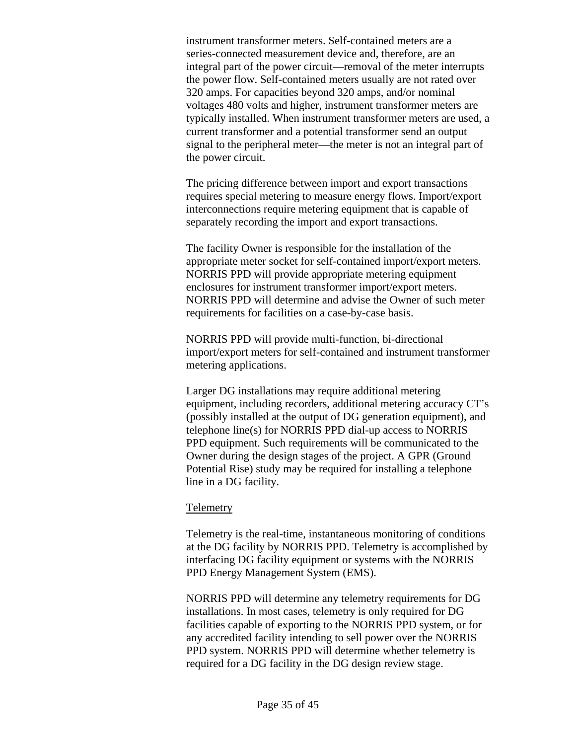instrument transformer meters. Self-contained meters are a series-connected measurement device and, therefore, are an integral part of the power circuit—removal of the meter interrupts the power flow. Self-contained meters usually are not rated over 320 amps. For capacities beyond 320 amps, and/or nominal voltages 480 volts and higher, instrument transformer meters are typically installed. When instrument transformer meters are used, a current transformer and a potential transformer send an output signal to the peripheral meter—the meter is not an integral part of the power circuit.

The pricing difference between import and export transactions requires special metering to measure energy flows. Import/export interconnections require metering equipment that is capable of separately recording the import and export transactions.

The facility Owner is responsible for the installation of the appropriate meter socket for self-contained import/export meters. NORRIS PPD will provide appropriate metering equipment enclosures for instrument transformer import/export meters. NORRIS PPD will determine and advise the Owner of such meter requirements for facilities on a case-by-case basis.

NORRIS PPD will provide multi-function, bi-directional import/export meters for self-contained and instrument transformer metering applications.

Larger DG installations may require additional metering equipment, including recorders, additional metering accuracy CT's (possibly installed at the output of DG generation equipment), and telephone line(s) for NORRIS PPD dial-up access to NORRIS PPD equipment. Such requirements will be communicated to the Owner during the design stages of the project. A GPR (Ground Potential Rise) study may be required for installing a telephone line in a DG facility.

Telemetry

Telemetry is the real-time, instantaneous monitoring of conditions at the DG facility by NORRIS PPD. Telemetry is accomplished by interfacing DG facility equipment or systems with the NORRIS PPD Energy Management System (EMS).

NORRIS PPD will determine any telemetry requirements for DG installations. In most cases, telemetry is only required for DG facilities capable of exporting to the NORRIS PPD system, or for any accredited facility intending to sell power over the NORRIS PPD system. NORRIS PPD will determine whether telemetry is required for a DG facility in the DG design review stage.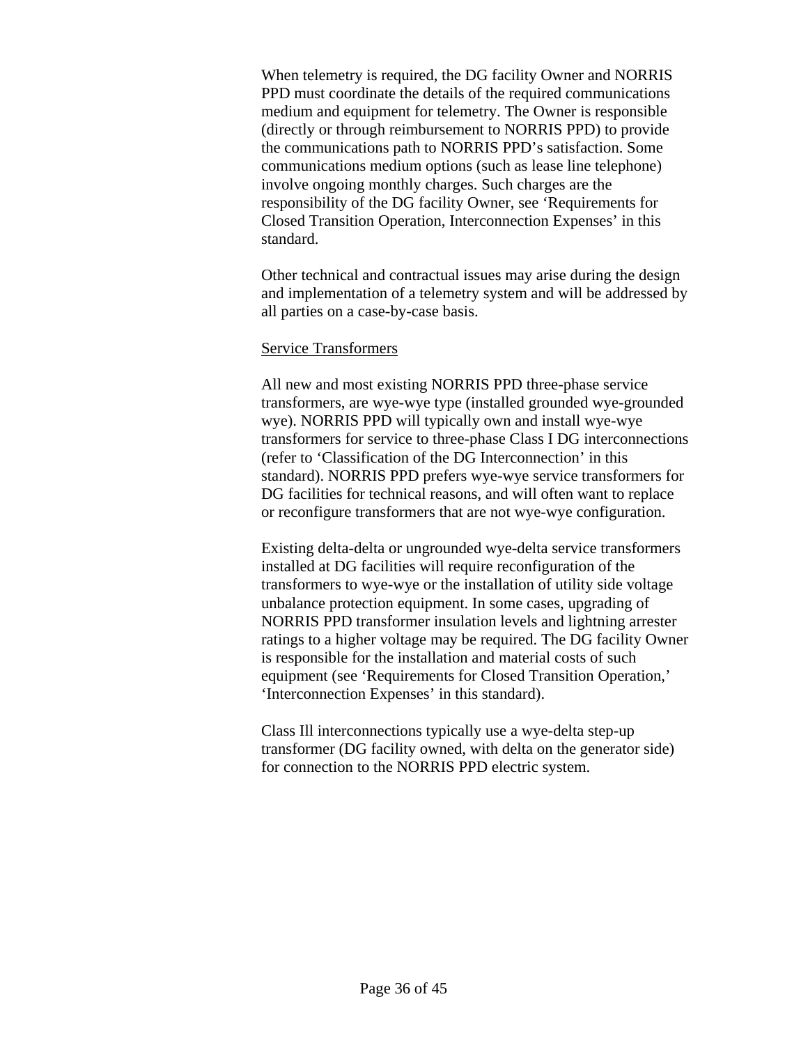When telemetry is required, the DG facility Owner and NORRIS PPD must coordinate the details of the required communications medium and equipment for telemetry. The Owner is responsible (directly or through reimbursement to NORRIS PPD) to provide the communications path to NORRIS PPD's satisfaction. Some communications medium options (such as lease line telephone) involve ongoing monthly charges. Such charges are the responsibility of the DG facility Owner, see 'Requirements for Closed Transition Operation, Interconnection Expenses' in this standard.

Other technical and contractual issues may arise during the design and implementation of a telemetry system and will be addressed by all parties on a case-by-case basis.

<u>Service Transformers</u>

All new and most existing NORRIS PPD three-phase service transformers, are wye-wye type (installed grounded wye-grounded wye). NORRIS PPD will typically own and install wye-wye transformers for service to three-phase Class I DG interconnections (refer to 'Classification of the DG Interconnection' in this standard). NORRIS PPD prefers wye-wye service transformers for DG facilities for technical reasons, and will often want to replace or reconfigure transformers that are not wye-wye configuration.

Existing delta-delta or ungrounded wye-delta service transformers installed at DG facilities will require reconfiguration of the transformers to wye-wye or the installation of utility side voltage unbalance protection equipment. In some cases, upgrading of NORRIS PPD transformer insulation levels and lightning arrester ratings to a higher voltage may be required. The DG facility Owner is responsible for the installation and material costs of such equipment (see 'Requirements for Closed Transition Operation,' 'Interconnection Expenses' in this standard).

Class Ill interconnections typically use a wye-delta step-up transformer (DG facility owned, with delta on the generator side) for connection to the NORRIS PPD electric system.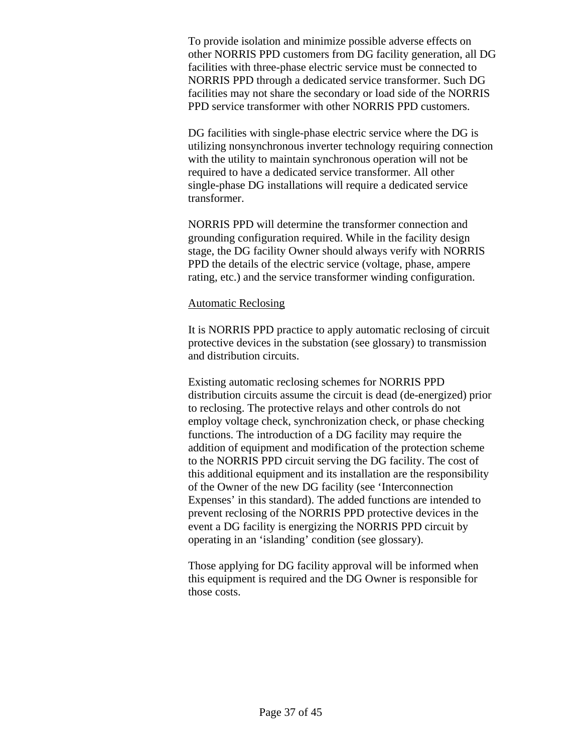To provide isolation and minimize possible adverse effects on other NORRIS PPD customers from DG facility generation, all DG facilities with three-phase electric service must be connected to NORRIS PPD through a dedicated service transformer. Such DG facilities may not share the secondary or load side of the NORRIS PPD service transformer with other NORRIS PPD customers.

DG facilities with single-phase electric service where the DG is utilizing nonsynchronous inverter technology requiring connection with the utility to maintain synchronous operation will not be required to have a dedicated service transformer. All other single-phase DG installations will require a dedicated service transformer.

NORRIS PPD will determine the transformer connection and grounding configuration required. While in the facility design stage, the DG facility Owner should always verify with NORRIS PPD the details of the electric service (voltage, phase, ampere rating, etc.) and the service transformer winding configuration.

<u>Automatic Reclosing</u>

It is NORRIS PPD practice to apply automatic reclosing of circuit protective devices in the substation (see glossary) to transmission and distribution circuits.

Existing automatic reclosing schemes for NORRIS PPD distribution circuits assume the circuit is dead (de-energized) prior to reclosing. The protective relays and other controls do not employ voltage check, synchronization check, or phase checking functions. The introduction of a DG facility may require the addition of equipment and modification of the protection scheme to the NORRIS PPD circuit serving the DG facility. The cost of this additional equipment and its installation are the responsibility of the Owner of the new DG facility (see 'Interconnection Expenses' in this standard). The added functions are intended to prevent reclosing of the NORRIS PPD protective devices in the event a DG facility is energizing the NORRIS PPD circuit by operating in an 'islanding' condition (see glossary).

Those applying for DG facility approval will be informed when this equipment is required and the DG Owner is responsible for those costs.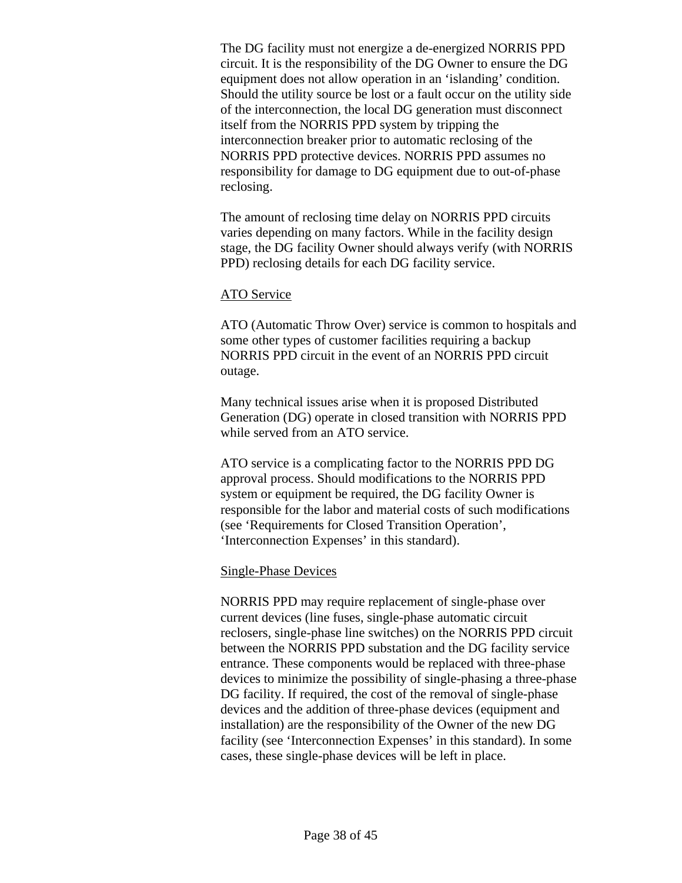The DG facility must not energize a de-energized NORRIS PPD circuit. It is the responsibility of the DG Owner to ensure the DG equipment does not allow operation in an 'islanding' condition. Should the utility source be lost or a fault occur on the utility side of the interconnection, the local DG generation must disconnect itself from the NORRIS PPD system by tripping the interconnection breaker prior to automatic reclosing of the NORRIS PPD protective devices. NORRIS PPD assumes no responsibility for damage to DG equipment due to out-of-phase reclosing.

The amount of reclosing time delay on NORRIS PPD circuits varies depending on many factors. While in the facility design stage, the DG facility Owner should always verify (with NORRIS PPD) reclosing details for each DG facility service.

<u>ATO Service</u>

ATO (Automatic Throw Over) service is common to hospitals and some other types of customer facilities requiring a backup NORRIS PPD circuit in the event of an NORRIS PPD circuit outage.

Many technical issues arise when it is proposed Distributed Generation (DG) operate in closed transition with NORRIS PPD while served from an ATO service.

ATO service is a complicating factor to the NORRIS PPD DG approval process. Should modifications to the NORRIS PPD system or equipment be required, the DG facility Owner is responsible for the labor and material costs of such modifications (see 'Requirements for Closed Transition Operation', 'Interconnection Expenses' in this standard).

<u>Single-Phase Devices</u>

NORRIS PPD may require replacement of single-phase over current devices (line fuses, single-phase automatic circuit reclosers, single-phase line switches) on the NORRIS PPD circuit between the NORRIS PPD substation and the DG facility service entrance. These components would be replaced with three-phase devices to minimize the possibility of single-phasing a three-phase DG facility. If required, the cost of the removal of single-phase devices and the addition of three-phase devices (equipment and installation) are the responsibility of the Owner of the new DG facility (see 'Interconnection Expenses' in this standard). In some cases, these single-phase devices will be left in place.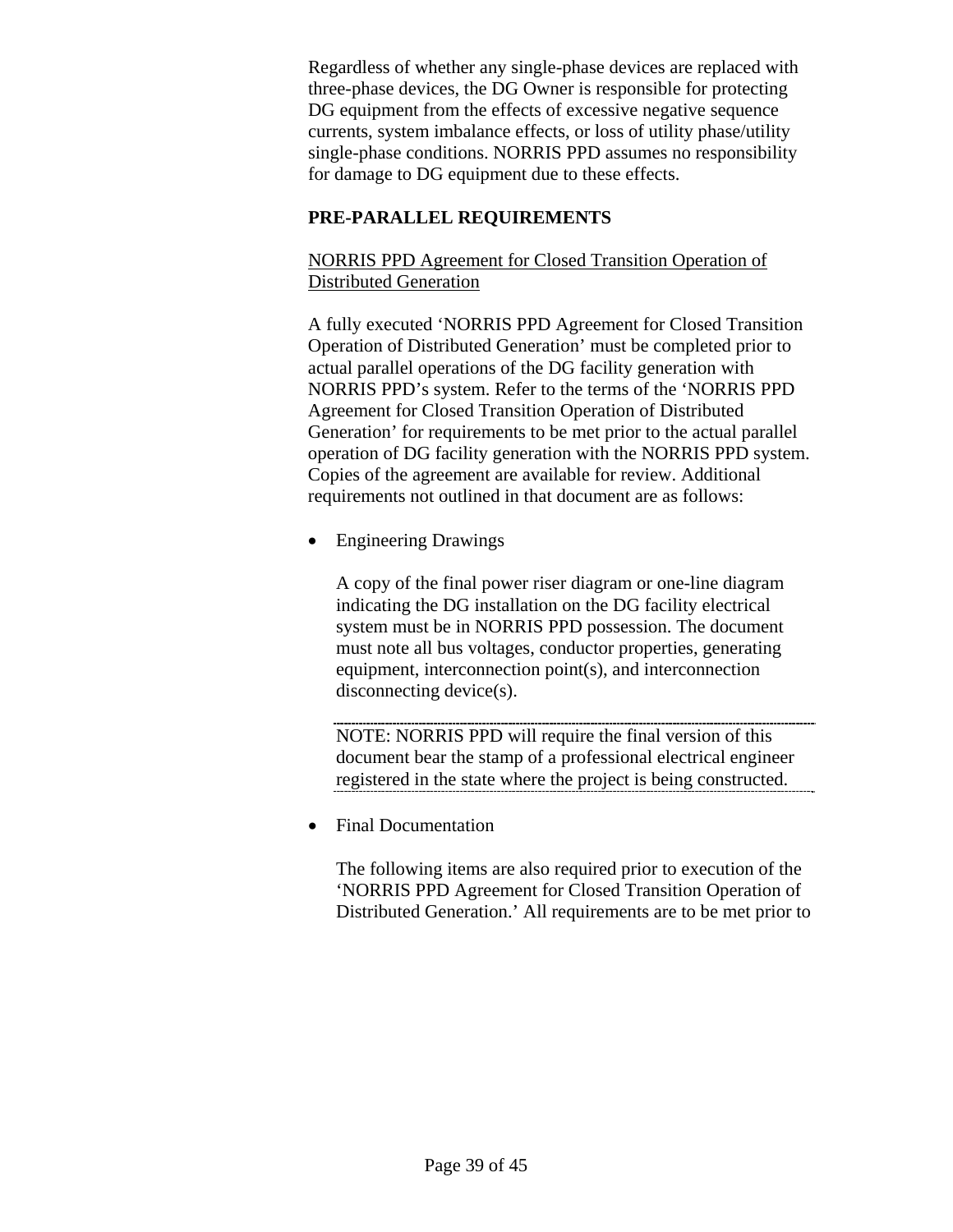Regardless of whether any single-phase devices are replaced with three-phase devices, the DG Owner is responsible for protecting DG equipment from the effects of excessive negative sequence currents, system imbalance effects, or loss of utility phase/utility single-phase conditions. NORRIS PPD assumes no responsibility for damage to DG equipment due to these effects.

## PRE-PARALLEL REQUIREMENTS

### NORRIS PPD Agreement for Closed Transition Operation of Distributed Generation

A fully executed 'NORRIS PPD Agreement for Closed Transition Operation of Distributed Generation' must be completed prior to actual parallel operations of the DG facility generation with NORRIS PPD's system. Refer to the terms of the 'NORRIS PPD Agreement for Closed Transition Operation of Distributed Generation' for requirements to be met prior to the actual parallel operation of DG facility generation with the NORRIS PPD system. Copies of the agreement are available for review. Additional requirements not outlined in that document are as follows:

- Engineering Drawings

  A copy of the final power riser diagram or one-line diagram indicating the DG installation on the DG facility electrical system must be in NORRIS PPD possession. The document must note all bus voltages, conductor properties, generating equipment, interconnection point(s), and interconnection disconnecting device(s).

  ---

  NOTE: NORRIS PPD will require the final version of this document bear the stamp of a professional electrical engineer registered in the state where the project is being constructed.

  ---

- Final Documentation

  The following items are also required prior to execution of the 'NORRIS PPD Agreement for Closed Transition Operation of Distributed Generation.' All requirements are to be met prior to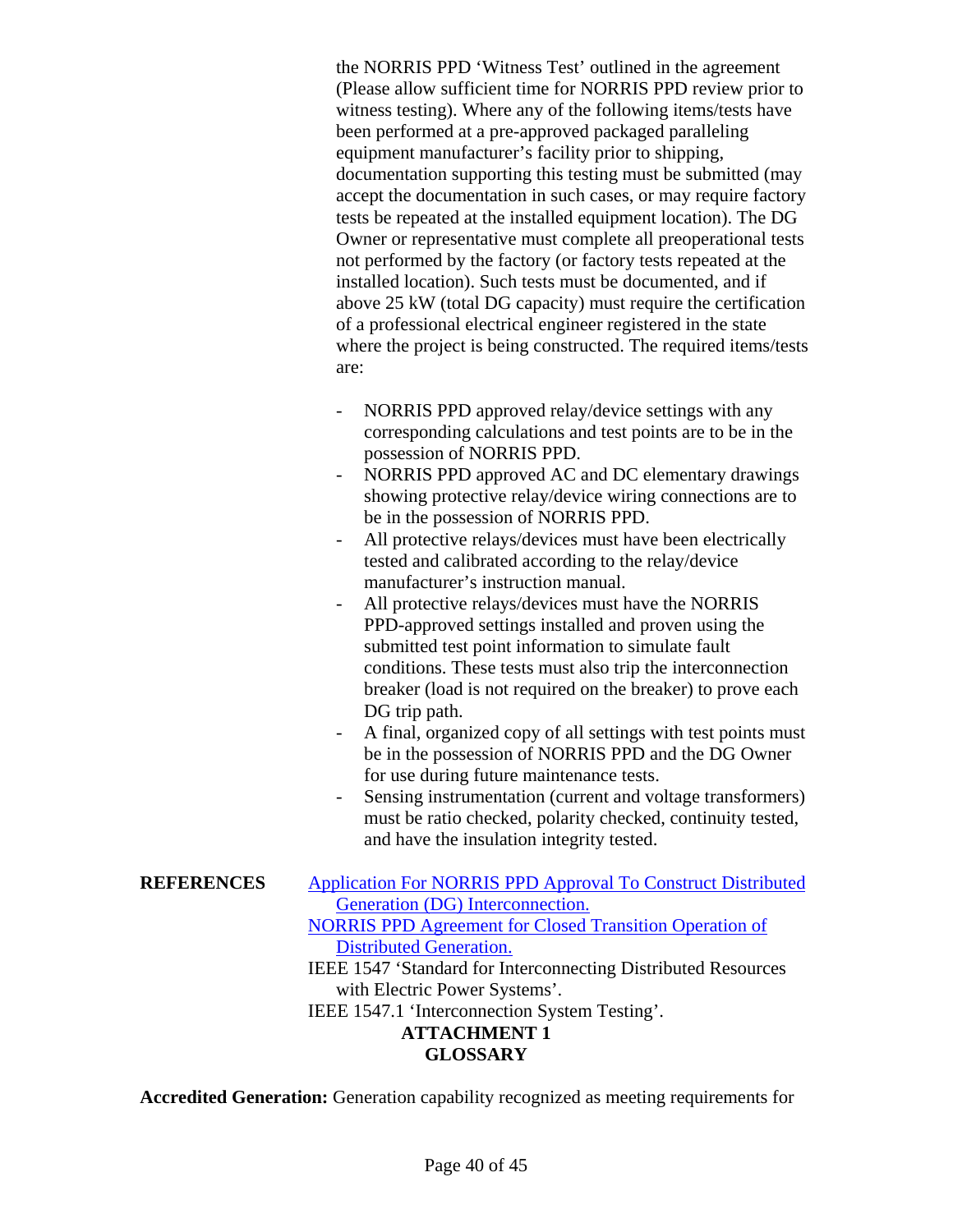the NORRIS PPD 'Witness Test' outlined in the agreement (Please allow sufficient time for NORRIS PPD review prior to witness testing). Where any of the following items/tests have been performed at a pre-approved packaged paralleling equipment manufacturer's facility prior to shipping, documentation supporting this testing must be submitted (may accept the documentation in such cases, or may require factory tests be repeated at the installed equipment location). The DG Owner or representative must complete all preoperational tests not performed by the factory (or factory tests repeated at the installed location). Such tests must be documented, and if above 25 kW (total DG capacity) must require the certification of a professional electrical engineer registered in the state where the project is being constructed. The required items/tests are:

- NORRIS PPD approved relay/device settings with any corresponding calculations and test points are to be in the possession of NORRIS PPD.
- NORRIS PPD approved AC and DC elementary drawings showing protective relay/device wiring connections are to be in the possession of NORRIS PPD.
- All protective relays/devices must have been electrically tested and calibrated according to the relay/device manufacturer's instruction manual.
- All protective relays/devices must have the NORRIS PPD-approved settings installed and proven using the submitted test point information to simulate fault conditions. These tests must also trip the interconnection breaker (load is not required on the breaker) to prove each DG trip path.
- A final, organized copy of all settings with test points must be in the possession of NORRIS PPD and the DG Owner for use during future maintenance tests.
- Sensing instrumentation (current and voltage transformers) must be ratio checked, polarity checked, continuity tested, and have the insulation integrity tested.

**REFERENCES**

Application For NORRIS PPD Approval To Construct Distributed Generation (DG) Interconnection.

NORRIS PPD Agreement for Closed Transition Operation of Distributed Generation.

IEEE 1547 'Standard for Interconnecting Distributed Resources with Electric Power Systems'.

IEEE 1547.1 'Interconnection System Testing'.

## ATTACHMENT 1
## GLOSSARY

**Accredited Generation:** Generation capability recognized as meeting requirements for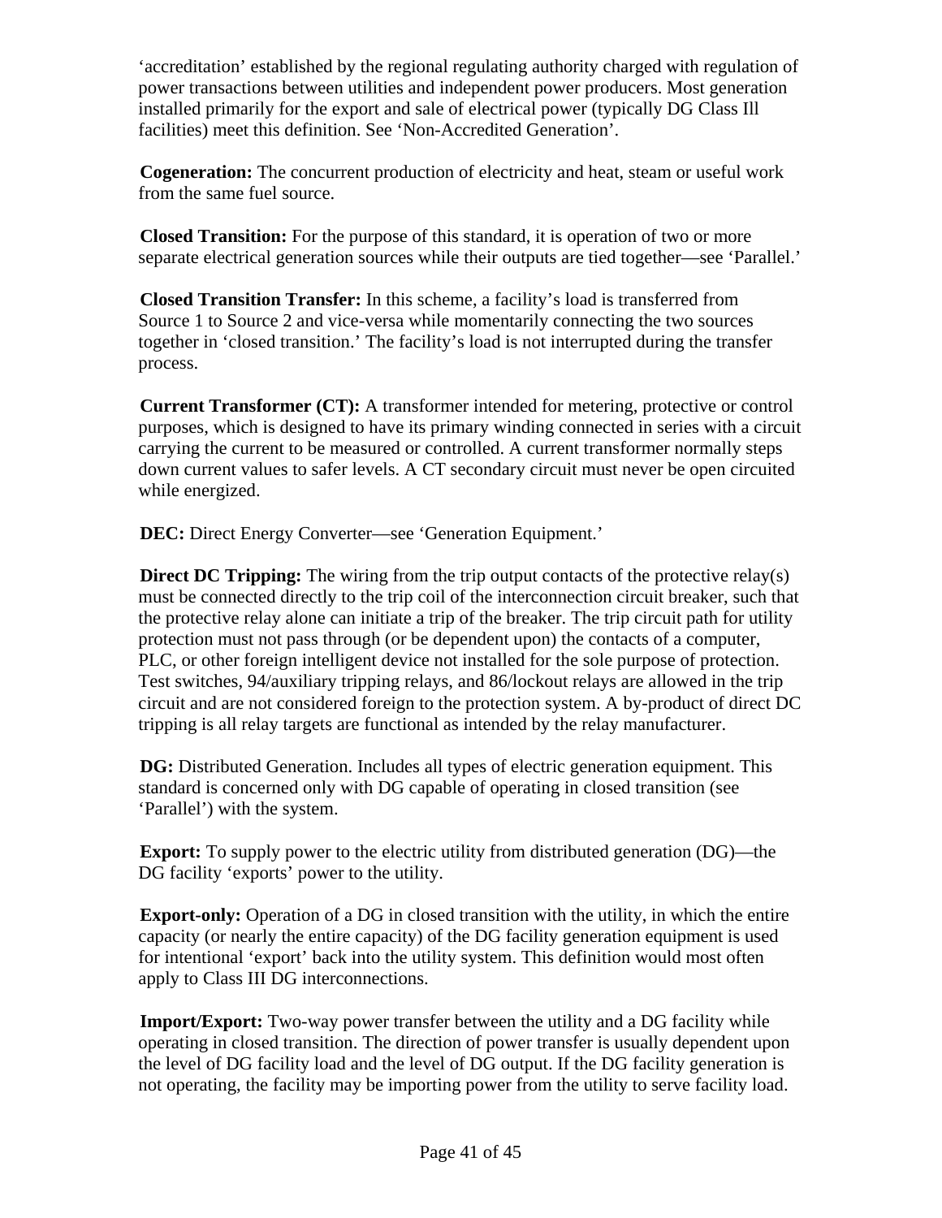'accreditation' established by the regional regulating authority charged with regulation of power transactions between utilities and independent power producers. Most generation installed primarily for the export and sale of electrical power (typically DG Class Ill facilities) meet this definition. See 'Non-Accredited Generation'.

**Cogeneration:** The concurrent production of electricity and heat, steam or useful work from the same fuel source.

**Closed Transition:** For the purpose of this standard, it is operation of two or more separate electrical generation sources while their outputs are tied together—see 'Parallel.'

**Closed Transition Transfer:** In this scheme, a facility's load is transferred from Source 1 to Source 2 and vice-versa while momentarily connecting the two sources together in 'closed transition.' The facility's load is not interrupted during the transfer process.

**Current Transformer (CT):** A transformer intended for metering, protective or control purposes, which is designed to have its primary winding connected in series with a circuit carrying the current to be measured or controlled. A current transformer normally steps down current values to safer levels. A CT secondary circuit must never be open circuited while energized.

**DEC:** Direct Energy Converter—see 'Generation Equipment.'

**Direct DC Tripping:** The wiring from the trip output contacts of the protective relay(s) must be connected directly to the trip coil of the interconnection circuit breaker, such that the protective relay alone can initiate a trip of the breaker. The trip circuit path for utility protection must not pass through (or be dependent upon) the contacts of a computer, PLC, or other foreign intelligent device not installed for the sole purpose of protection. Test switches, 94/auxiliary tripping relays, and 86/lockout relays are allowed in the trip circuit and are not considered foreign to the protection system. A by-product of direct DC tripping is all relay targets are functional as intended by the relay manufacturer.

**DG:** Distributed Generation. Includes all types of electric generation equipment. This standard is concerned only with DG capable of operating in closed transition (see 'Parallel') with the system.

**Export:** To supply power to the electric utility from distributed generation (DG)—the DG facility 'exports' power to the utility.

**Export-only:** Operation of a DG in closed transition with the utility, in which the entire capacity (or nearly the entire capacity) of the DG facility generation equipment is used for intentional 'export' back into the utility system. This definition would most often apply to Class III DG interconnections.

**Import/Export:** Two-way power transfer between the utility and a DG facility while operating in closed transition. The direction of power transfer is usually dependent upon the level of DG facility load and the level of DG output. If the DG facility generation is not operating, the facility may be importing power from the utility to serve facility load.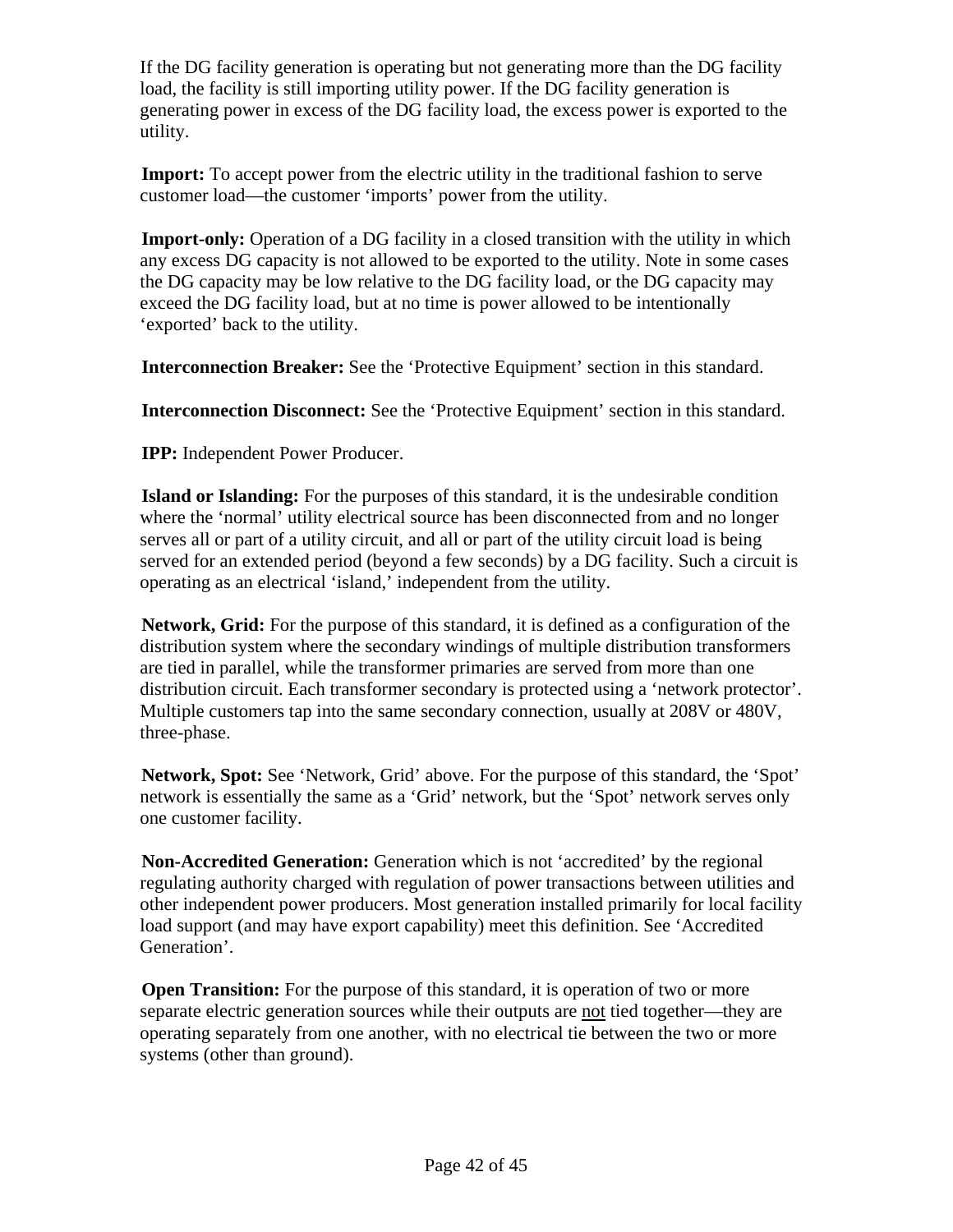If the DG facility generation is operating but not generating more than the DG facility load, the facility is still importing utility power. If the DG facility generation is generating power in excess of the DG facility load, the excess power is exported to the utility.

**Import:** To accept power from the electric utility in the traditional fashion to serve customer load—the customer 'imports' power from the utility.

**Import-only:** Operation of a DG facility in a closed transition with the utility in which any excess DG capacity is not allowed to be exported to the utility. Note in some cases the DG capacity may be low relative to the DG facility load, or the DG capacity may exceed the DG facility load, but at no time is power allowed to be intentionally 'exported' back to the utility.

**Interconnection Breaker:** See the 'Protective Equipment' section in this standard.

**Interconnection Disconnect:** See the 'Protective Equipment' section in this standard.

**IPP:** Independent Power Producer.

**Island or Islanding:** For the purposes of this standard, it is the undesirable condition where the 'normal' utility electrical source has been disconnected from and no longer serves all or part of a utility circuit, and all or part of the utility circuit load is being served for an extended period (beyond a few seconds) by a DG facility. Such a circuit is operating as an electrical 'island,' independent from the utility.

**Network, Grid:** For the purpose of this standard, it is defined as a configuration of the distribution system where the secondary windings of multiple distribution transformers are tied in parallel, while the transformer primaries are served from more than one distribution circuit. Each transformer secondary is protected using a 'network protector'. Multiple customers tap into the same secondary connection, usually at 208V or 480V, three-phase.

**Network, Spot:** See 'Network, Grid' above. For the purpose of this standard, the 'Spot' network is essentially the same as a 'Grid' network, but the 'Spot' network serves only one customer facility.

**Non-Accredited Generation:** Generation which is not 'accredited' by the regional regulating authority charged with regulation of power transactions between utilities and other independent power producers. Most generation installed primarily for local facility load support (and may have export capability) meet this definition. See 'Accredited Generation'.

**Open Transition:** For the purpose of this standard, it is operation of two or more separate electric generation sources while their outputs are <u>not</u> tied together—they are operating separately from one another, with no electrical tie between the two or more systems (other than ground).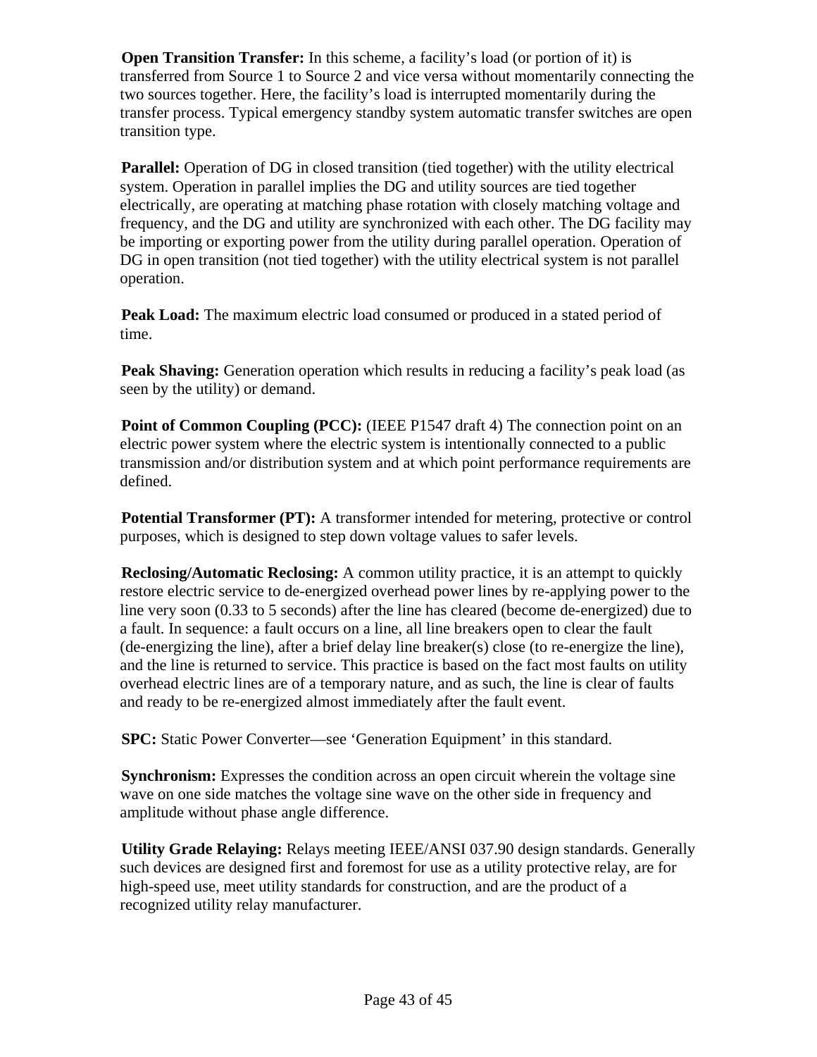**Open Transition Transfer:** In this scheme, a facility's load (or portion of it) is transferred from Source 1 to Source 2 and vice versa without momentarily connecting the two sources together. Here, the facility's load is interrupted momentarily during the transfer process. Typical emergency standby system automatic transfer switches are open transition type.

**Parallel:** Operation of DG in closed transition (tied together) with the utility electrical system. Operation in parallel implies the DG and utility sources are tied together electrically, are operating at matching phase rotation with closely matching voltage and frequency, and the DG and utility are synchronized with each other. The DG facility may be importing or exporting power from the utility during parallel operation. Operation of DG in open transition (not tied together) with the utility electrical system is not parallel operation.

**Peak Load:** The maximum electric load consumed or produced in a stated period of time.

**Peak Shaving:** Generation operation which results in reducing a facility's peak load (as seen by the utility) or demand.

**Point of Common Coupling (PCC):** (IEEE P1547 draft 4) The connection point on an electric power system where the electric system is intentionally connected to a public transmission and/or distribution system and at which point performance requirements are defined.

**Potential Transformer (PT):** A transformer intended for metering, protective or control purposes, which is designed to step down voltage values to safer levels.

**Reclosing/Automatic Reclosing:** A common utility practice, it is an attempt to quickly restore electric service to de-energized overhead power lines by re-applying power to the line very soon (0.33 to 5 seconds) after the line has cleared (become de-energized) due to a fault. In sequence: a fault occurs on a line, all line breakers open to clear the fault (de-energizing the line), after a brief delay line breaker(s) close (to re-energize the line), and the line is returned to service. This practice is based on the fact most faults on utility overhead electric lines are of a temporary nature, and as such, the line is clear of faults and ready to be re-energized almost immediately after the fault event.

**SPC:** Static Power Converter—see 'Generation Equipment' in this standard.

**Synchronism:** Expresses the condition across an open circuit wherein the voltage sine wave on one side matches the voltage sine wave on the other side in frequency and amplitude without phase angle difference.

**Utility Grade Relaying:** Relays meeting IEEE/ANSI 037.90 design standards. Generally such devices are designed first and foremost for use as a utility protective relay, are for high-speed use, meet utility standards for construction, and are the product of a recognized utility relay manufacturer.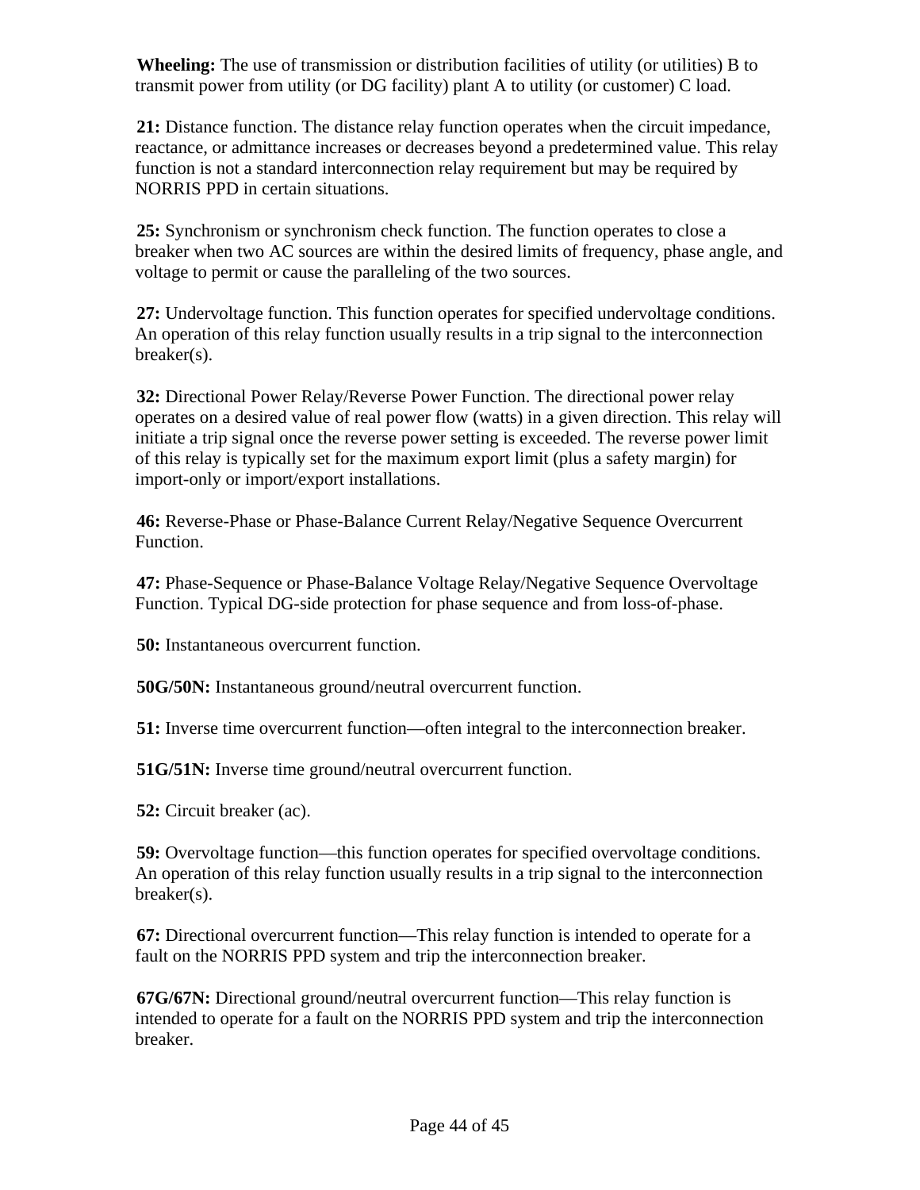**Wheeling:** The use of transmission or distribution facilities of utility (or utilities) B to transmit power from utility (or DG facility) plant A to utility (or customer) C load.

**21:** Distance function. The distance relay function operates when the circuit impedance, reactance, or admittance increases or decreases beyond a predetermined value. This relay function is not a standard interconnection relay requirement but may be required by NORRIS PPD in certain situations.

**25:** Synchronism or synchronism check function. The function operates to close a breaker when two AC sources are within the desired limits of frequency, phase angle, and voltage to permit or cause the paralleling of the two sources.

**27:** Undervoltage function. This function operates for specified undervoltage conditions. An operation of this relay function usually results in a trip signal to the interconnection breaker(s).

**32:** Directional Power Relay/Reverse Power Function. The directional power relay operates on a desired value of real power flow (watts) in a given direction. This relay will initiate a trip signal once the reverse power setting is exceeded. The reverse power limit of this relay is typically set for the maximum export limit (plus a safety margin) for import-only or import/export installations.

**46:** Reverse-Phase or Phase-Balance Current Relay/Negative Sequence Overcurrent Function.

**47:** Phase-Sequence or Phase-Balance Voltage Relay/Negative Sequence Overvoltage Function. Typical DG-side protection for phase sequence and from loss-of-phase.

**50:** Instantaneous overcurrent function.

**50G/50N:** Instantaneous ground/neutral overcurrent function.

**51:** Inverse time overcurrent function—often integral to the interconnection breaker.

**51G/51N:** Inverse time ground/neutral overcurrent function.

**52:** Circuit breaker (ac).

**59:** Overvoltage function—this function operates for specified overvoltage conditions. An operation of this relay function usually results in a trip signal to the interconnection breaker(s).

**67:** Directional overcurrent function—This relay function is intended to operate for a fault on the NORRIS PPD system and trip the interconnection breaker.

**67G/67N:** Directional ground/neutral overcurrent function—This relay function is intended to operate for a fault on the NORRIS PPD system and trip the interconnection breaker.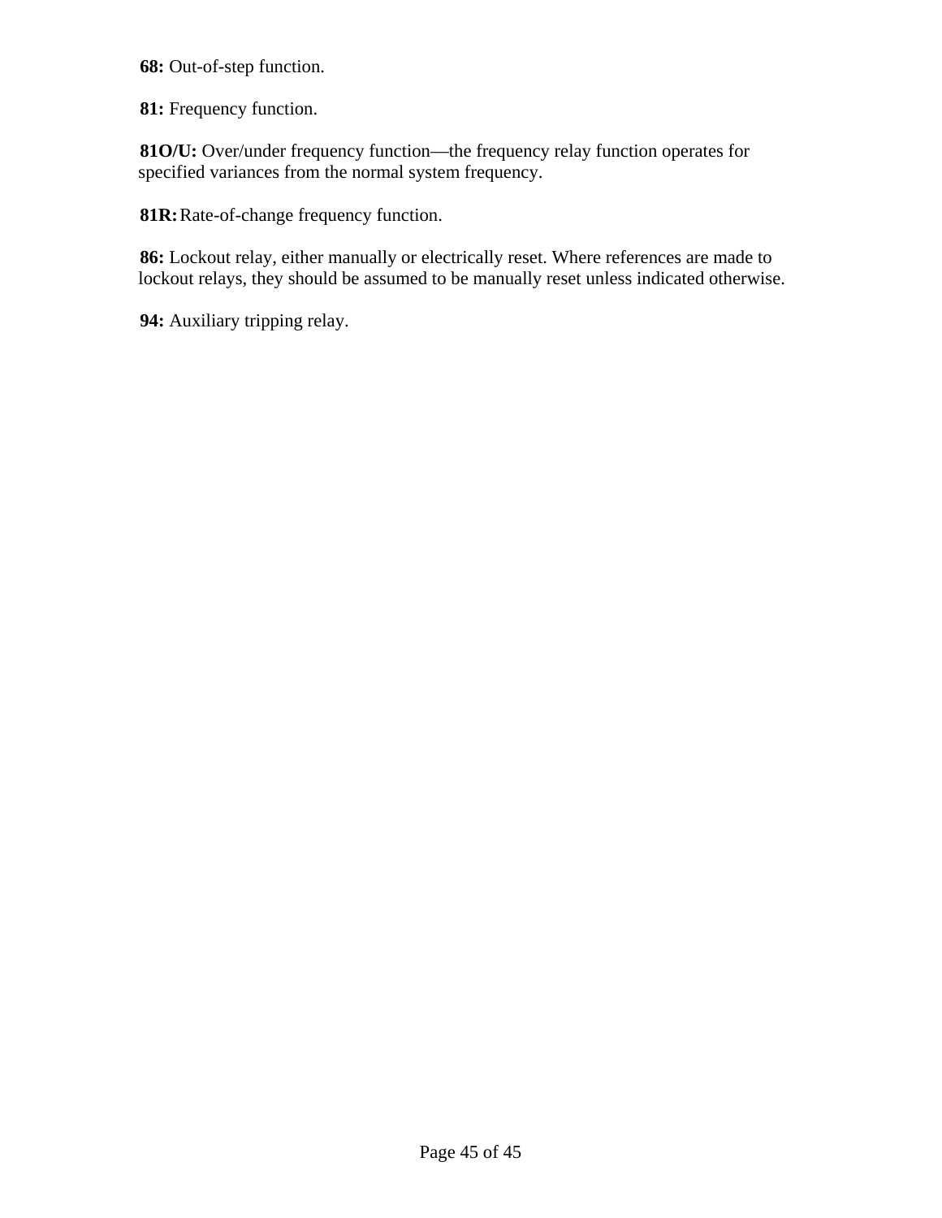**68:** Out-of-step function.

**81:** Frequency function.

**81O/U:** Over/under frequency function—the frequency relay function operates for specified variances from the normal system frequency.

**81R:** Rate-of-change frequency function.

**86:** Lockout relay, either manually or electrically reset. Where references are made to lockout relays, they should be assumed to be manually reset unless indicated otherwise.

**94:** Auxiliary tripping relay.